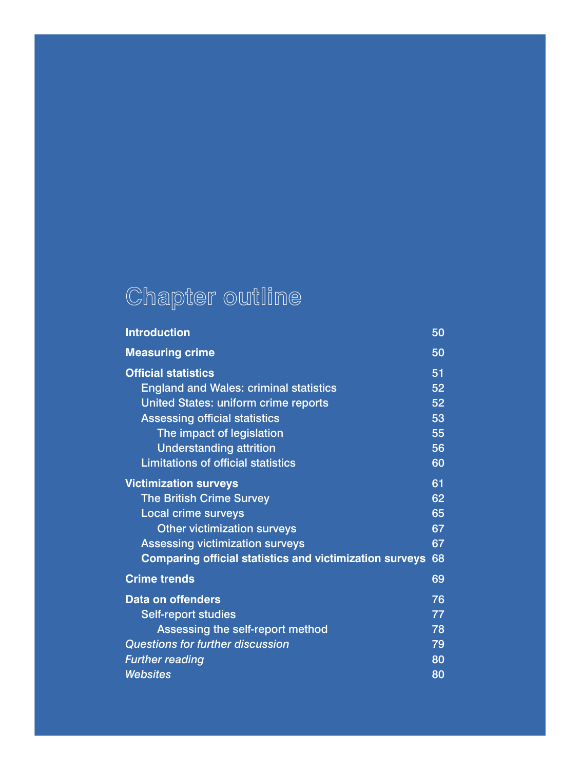# Chapter outline

| | |
|---|---|
| **Introduction** | 50 |
| **Measuring crime** | 50 |
| **Official statistics** | 51 |
| England and Wales: criminal statistics | 52 |
| United States: uniform crime reports | 52 |
| Assessing official statistics | 53 |
| The impact of legislation | 55 |
| Understanding attrition | 56 |
| Limitations of official statistics | 60 |
| **Victimization surveys** | 61 |
| The British Crime Survey | 62 |
| Local crime surveys | 65 |
| Other victimization surveys | 67 |
| Assessing victimization surveys | 67 |
| **Comparing official statistics and victimization surveys** | 68 |
| **Crime trends** | 69 |
| **Data on offenders** | 76 |
| Self-report studies | 77 |
| Assessing the self-report method | 78 |
| *Questions for further discussion* | 79 |
| *Further reading* | 80 |
| *Websites* | 80 |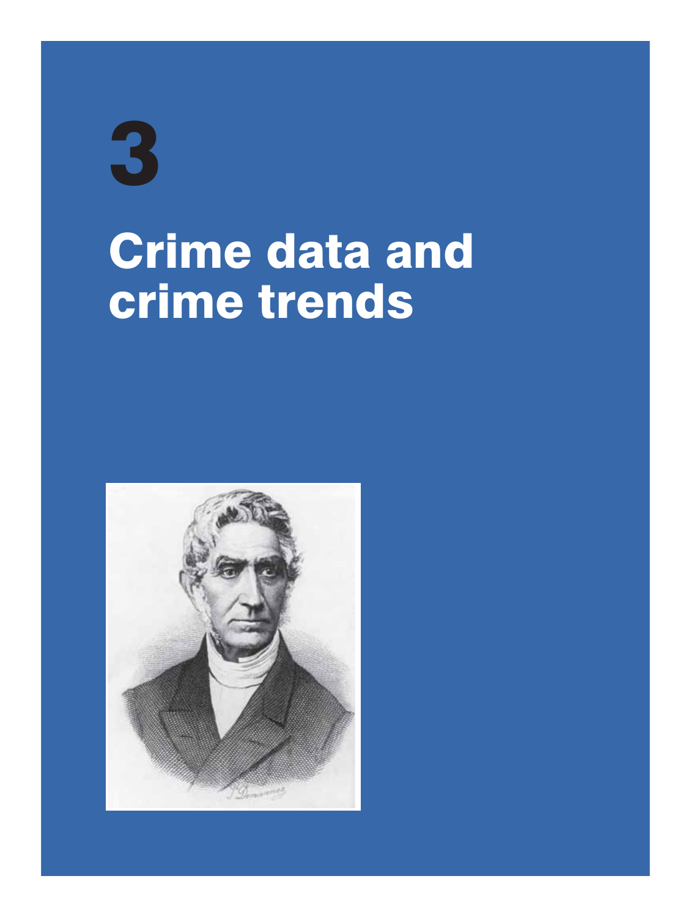# 3

# Crime data and crime trends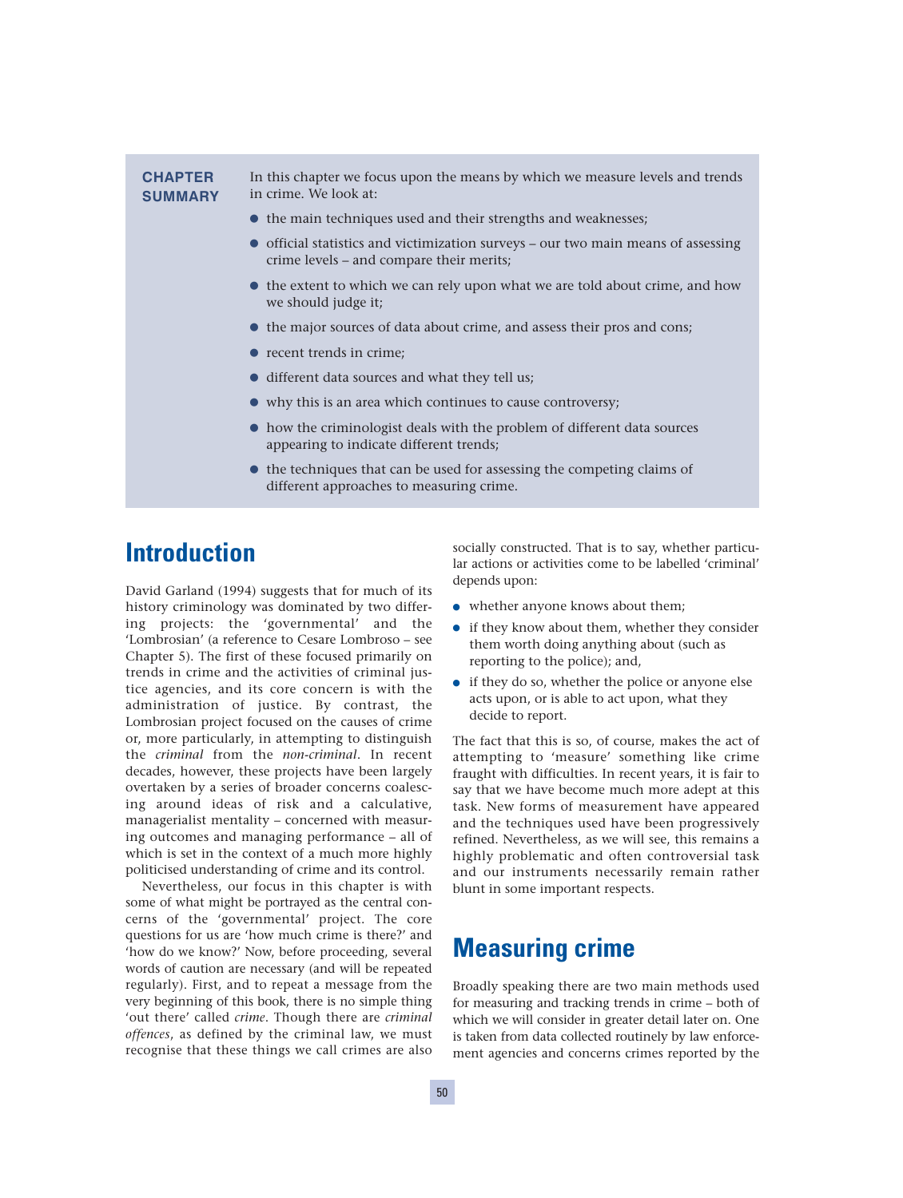**CHAPTER SUMMARY**

In this chapter we focus upon the means by which we measure levels and trends in crime. We look at:

- the main techniques used and their strengths and weaknesses;
- official statistics and victimization surveys – our two main means of assessing crime levels – and compare their merits;
- the extent to which we can rely upon what we are told about crime, and how we should judge it;
- the major sources of data about crime, and assess their pros and cons;
- recent trends in crime;
- different data sources and what they tell us;
- why this is an area which continues to cause controversy;
- how the criminologist deals with the problem of different data sources appearing to indicate different trends;
- the techniques that can be used for assessing the competing claims of different approaches to measuring crime.

## Introduction

David Garland (1994) suggests that for much of its history criminology was dominated by two differing projects: the 'governmental' and the 'Lombrosian' (a reference to Cesare Lombroso – see Chapter 5). The first of these focused primarily on trends in crime and the activities of criminal justice agencies, and its core concern is with the administration of justice. By contrast, the Lombrosian project focused on the causes of crime or, more particularly, in attempting to distinguish the *criminal* from the *non-criminal*. In recent decades, however, these projects have been largely overtaken by a series of broader concerns coalescing around ideas of risk and a calculative, managerialist mentality – concerned with measuring outcomes and managing performance – all of which is set in the context of a much more highly politicised understanding of crime and its control.

Nevertheless, our focus in this chapter is with some of what might be portrayed as the central concerns of the 'governmental' project. The core questions for us are 'how much crime is there?' and 'how do we know?' Now, before proceeding, several words of caution are necessary (and will be repeated regularly). First, and to repeat a message from the very beginning of this book, there is no simple thing 'out there' called *crime*. Though there are *criminal offences*, as defined by the criminal law, we must recognise that these things we call crimes are also socially constructed. That is to say, whether particular actions or activities come to be labelled 'criminal' depends upon:

- whether anyone knows about them;
- if they know about them, whether they consider them worth doing anything about (such as reporting to the police); and,
- if they do so, whether the police or anyone else acts upon, or is able to act upon, what they decide to report.

The fact that this is so, of course, makes the act of attempting to 'measure' something like crime fraught with difficulties. In recent years, it is fair to say that we have become much more adept at this task. New forms of measurement have appeared and the techniques used have been progressively refined. Nevertheless, as we will see, this remains a highly problematic and often controversial task and our instruments necessarily remain rather blunt in some important respects.

## Measuring crime

Broadly speaking there are two main methods used for measuring and tracking trends in crime – both of which we will consider in greater detail later on. One is taken from data collected routinely by law enforcement agencies and concerns crimes reported by the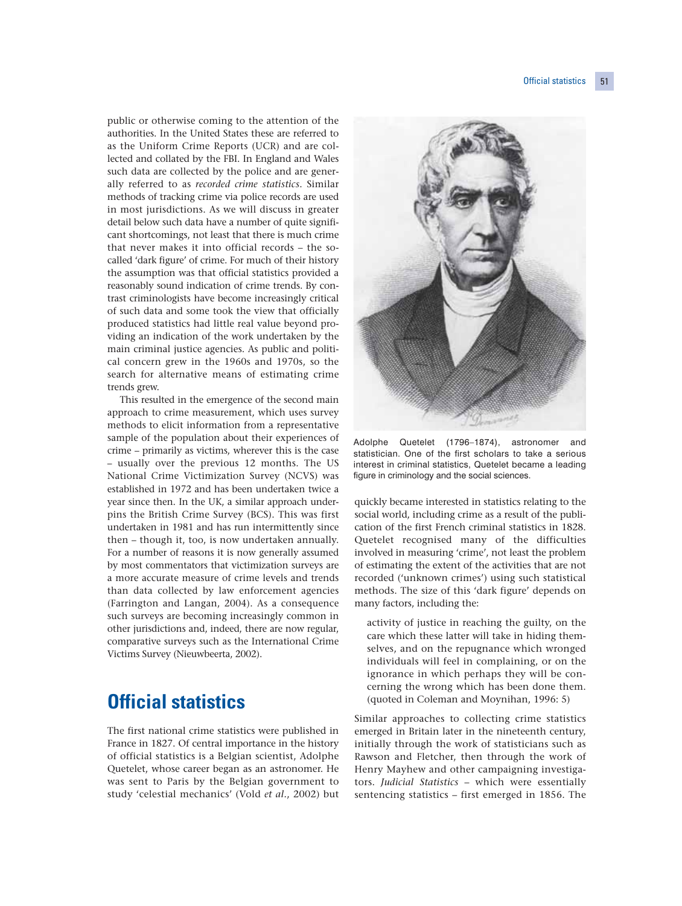public or otherwise coming to the attention of the authorities. In the United States these are referred to as the Uniform Crime Reports (UCR) and are collected and collated by the FBI. In England and Wales such data are collected by the police and are generally referred to as *recorded crime statistics*. Similar methods of tracking crime via police records are used in most jurisdictions. As we will discuss in greater detail below such data have a number of quite significant shortcomings, not least that there is much crime that never makes it into official records – the so-called 'dark figure' of crime. For much of their history the assumption was that official statistics provided a reasonably sound indication of crime trends. By contrast criminologists have become increasingly critical of such data and some took the view that officially produced statistics had little real value beyond providing an indication of the work undertaken by the main criminal justice agencies. As public and political concern grew in the 1960s and 1970s, so the search for alternative means of estimating crime trends grew.

This resulted in the emergence of the second main approach to crime measurement, which uses survey methods to elicit information from a representative sample of the population about their experiences of crime – primarily as victims, wherever this is the case – usually over the previous 12 months. The US National Crime Victimization Survey (NCVS) was established in 1972 and has been undertaken twice a year since then. In the UK, a similar approach underpins the British Crime Survey (BCS). This was first undertaken in 1981 and has run intermittently since then – though it, too, is now undertaken annually. For a number of reasons it is now generally assumed by most commentators that victimization surveys are a more accurate measure of crime levels and trends than data collected by law enforcement agencies (Farrington and Langan, 2004). As a consequence such surveys are becoming increasingly common in other jurisdictions and, indeed, there are now regular, comparative surveys such as the International Crime Victims Survey (Nieuwbeerta, 2002).

## Official statistics

The first national crime statistics were published in France in 1827. Of central importance in the history of official statistics is a Belgian scientist, Adolphe Quetelet, whose career began as an astronomer. He was sent to Paris by the Belgian government to study 'celestial mechanics' (Vold *et al*., 2002) but quickly became interested in statistics relating to the social world, including crime as a result of the publication of the first French criminal statistics in 1828. Quetelet recognised many of the difficulties involved in measuring 'crime', not least the problem of estimating the extent of the activities that are not recorded ('unknown crimes') using such statistical methods. The size of this 'dark figure' depends on many factors, including the:

> activity of justice in reaching the guilty, on the care which these latter will take in hiding themselves, and on the repugnance which wronged individuals will feel in complaining, or on the ignorance in which perhaps they will be concerning the wrong which has been done them. (quoted in Coleman and Moynihan, 1996: 5)

Adolphe Quetelet (1796–1874), astronomer and statistician. One of the first scholars to take a serious interest in criminal statistics, Quetelet became a leading figure in criminology and the social sciences.

Similar approaches to collecting crime statistics emerged in Britain later in the nineteenth century, initially through the work of statisticians such as Rawson and Fletcher, then through the work of Henry Mayhew and other campaigning investigators. *Judicial Statistics* – which were essentially sentencing statistics – first emerged in 1856. The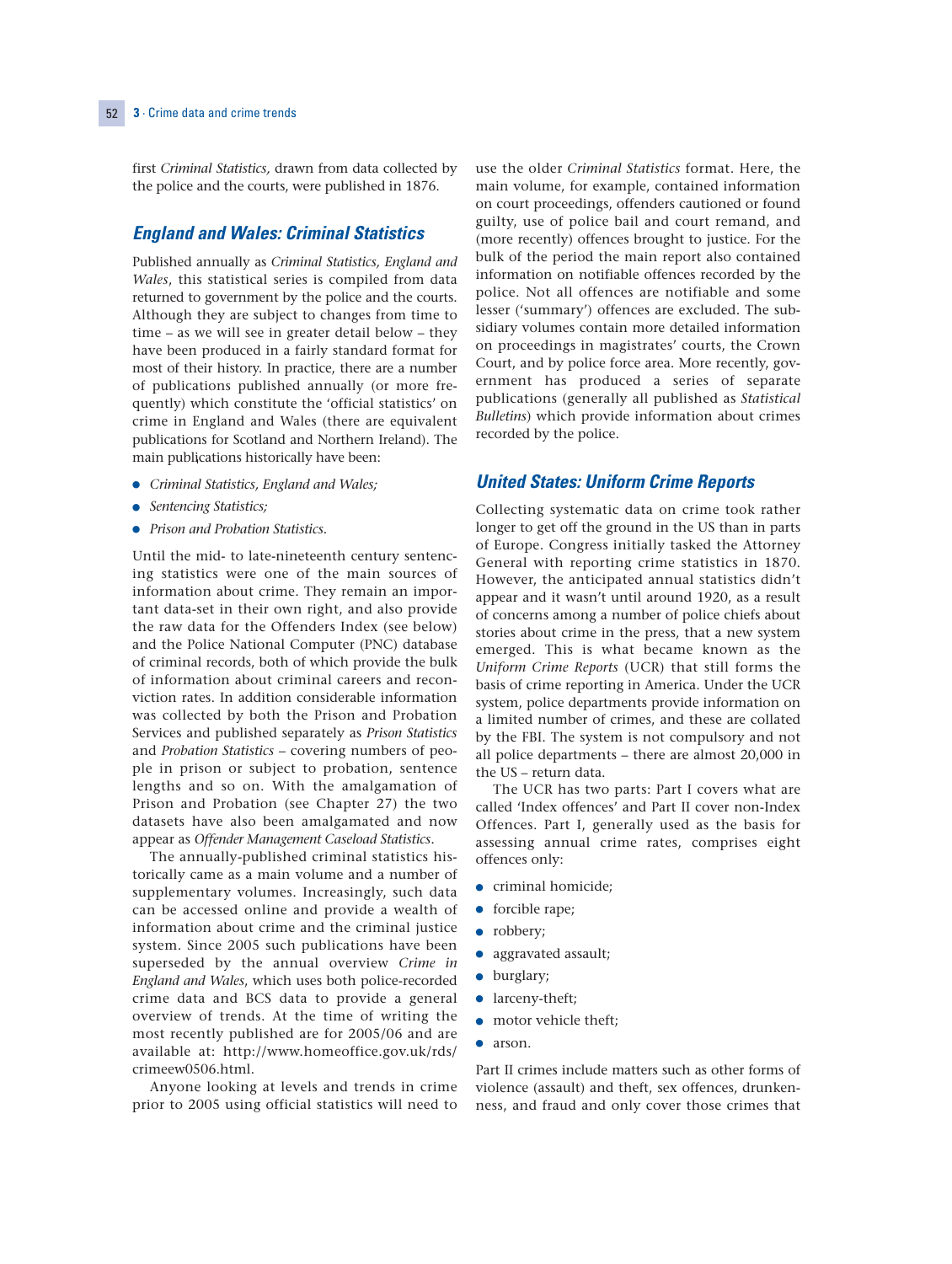first *Criminal Statistics,* drawn from data collected by the police and the courts, were published in 1876.

## England and Wales: Criminal Statistics

Published annually as *Criminal Statistics, England and Wales*, this statistical series is compiled from data returned to government by the police and the courts. Although they are subject to changes from time to time – as we will see in greater detail below – they have been produced in a fairly standard format for most of their history. In practice, there are a number of publications published annually (or more frequently) which constitute the 'official statistics' on crime in England and Wales (there are equivalent publications for Scotland and Northern Ireland). The main publications historically have been:

- *Criminal Statistics, England and Wales;*
- *Sentencing Statistics;*
- *Prison and Probation Statistics.*

Until the mid- to late-nineteenth century sentencing statistics were one of the main sources of information about crime. They remain an important data-set in their own right, and also provide the raw data for the Offenders Index (see below) and the Police National Computer (PNC) database of criminal records, both of which provide the bulk of information about criminal careers and reconviction rates. In addition considerable information was collected by both the Prison and Probation Services and published separately as *Prison Statistics* and *Probation Statistics* – covering numbers of people in prison or subject to probation, sentence lengths and so on. With the amalgamation of Prison and Probation (see Chapter 27) the two datasets have also been amalgamated and now appear as *Offender Management Caseload Statistics*.

The annually-published criminal statistics historically came as a main volume and a number of supplementary volumes. Increasingly, such data can be accessed online and provide a wealth of information about crime and the criminal justice system. Since 2005 such publications have been superseded by the annual overview *Crime in England and Wales*, which uses both police-recorded crime data and BCS data to provide a general overview of trends. At the time of writing the most recently published are for 2005/06 and are available at: http://www.homeoffice.gov.uk/rds/crimeew0506.html.

Anyone looking at levels and trends in crime prior to 2005 using official statistics will need to use the older *Criminal Statistics* format. Here, the main volume, for example, contained information on court proceedings, offenders cautioned or found guilty, use of police bail and court remand, and (more recently) offences brought to justice. For the bulk of the period the main report also contained information on notifiable offences recorded by the police. Not all offences are notifiable and some lesser ('summary') offences are excluded. The subsidiary volumes contain more detailed information on proceedings in magistrates' courts, the Crown Court, and by police force area. More recently, government has produced a series of separate publications (generally all published as *Statistical Bulletins*) which provide information about crimes recorded by the police.

## United States: Uniform Crime Reports

Collecting systematic data on crime took rather longer to get off the ground in the US than in parts of Europe. Congress initially tasked the Attorney General with reporting crime statistics in 1870. However, the anticipated annual statistics didn't appear and it wasn't until around 1920, as a result of concerns among a number of police chiefs about stories about crime in the press, that a new system emerged. This is what became known as the *Uniform Crime Reports* (UCR) that still forms the basis of crime reporting in America. Under the UCR system, police departments provide information on a limited number of crimes, and these are collated by the FBI. The system is not compulsory and not all police departments – there are almost 20,000 in the US – return data.

The UCR has two parts: Part I covers what are called 'Index offences' and Part II cover non-Index Offences. Part I, generally used as the basis for assessing annual crime rates, comprises eight offences only:

- criminal homicide;
- forcible rape;
- robbery;
- aggravated assault;
- burglary;
- larceny-theft;
- motor vehicle theft;
- arson.

Part II crimes include matters such as other forms of violence (assault) and theft, sex offences, drunkenness, and fraud and only cover those crimes that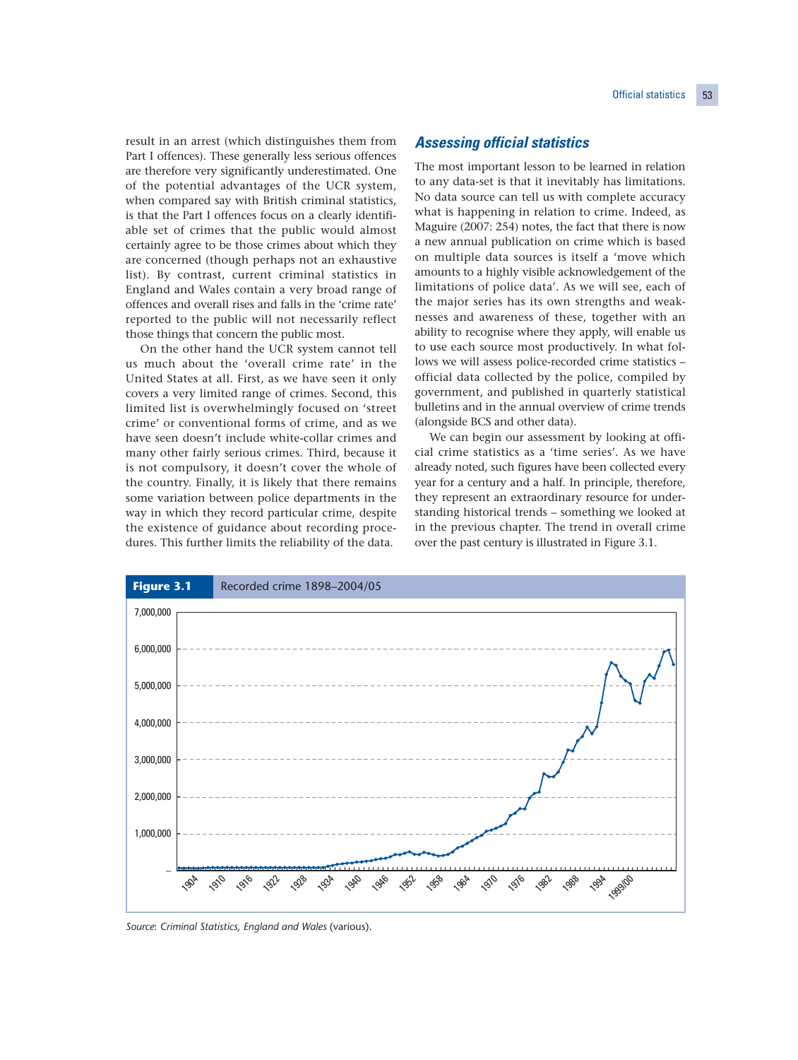result in an arrest (which distinguishes them from Part I offences). These generally less serious offences are therefore very significantly underestimated. One of the potential advantages of the UCR system, when compared say with British criminal statistics, is that the Part I offences focus on a clearly identifiable set of crimes that the public would almost certainly agree to be those crimes about which they are concerned (though perhaps not an exhaustive list). By contrast, current criminal statistics in England and Wales contain a very broad range of offences and overall rises and falls in the 'crime rate' reported to the public will not necessarily reflect those things that concern the public most.

On the other hand the UCR system cannot tell us much about the 'overall crime rate' in the United States at all. First, as we have seen it only covers a very limited range of crimes. Second, this limited list is overwhelmingly focused on 'street crime' or conventional forms of crime, and as we have seen doesn't include white-collar crimes and many other fairly serious crimes. Third, because it is not compulsory, it doesn't cover the whole of the country. Finally, it is likely that there remains some variation between police departments in the way in which they record particular crime, despite the existence of guidance about recording procedures. This further limits the reliability of the data.

## *Assessing official statistics*

The most important lesson to be learned in relation to any data-set is that it inevitably has limitations. No data source can tell us with complete accuracy what is happening in relation to crime. Indeed, as Maguire (2007: 254) notes, the fact that there is now a new annual publication on crime which is based on multiple data sources is itself a 'move which amounts to a highly visible acknowledgement of the limitations of police data'. As we will see, each of the major series has its own strengths and weaknesses and awareness of these, together with an ability to recognise where they apply, will enable us to use each source most productively. In what follows we will assess police-recorded crime statistics – official data collected by the police, compiled by government, and published in quarterly statistical bulletins and in the annual overview of crime trends (alongside BCS and other data).

We can begin our assessment by looking at official crime statistics as a 'time series'. As we have already noted, such figures have been collected every year for a century and a half. In principle, therefore, they represent an extraordinary resource for understanding historical trends – something we looked at in the previous chapter. The trend in overall crime over the past century is illustrated in Figure 3.1.

**Figure 3.1** Recorded crime 1898–2004/05

*Source*: *Criminal Statistics, England and Wales* (various).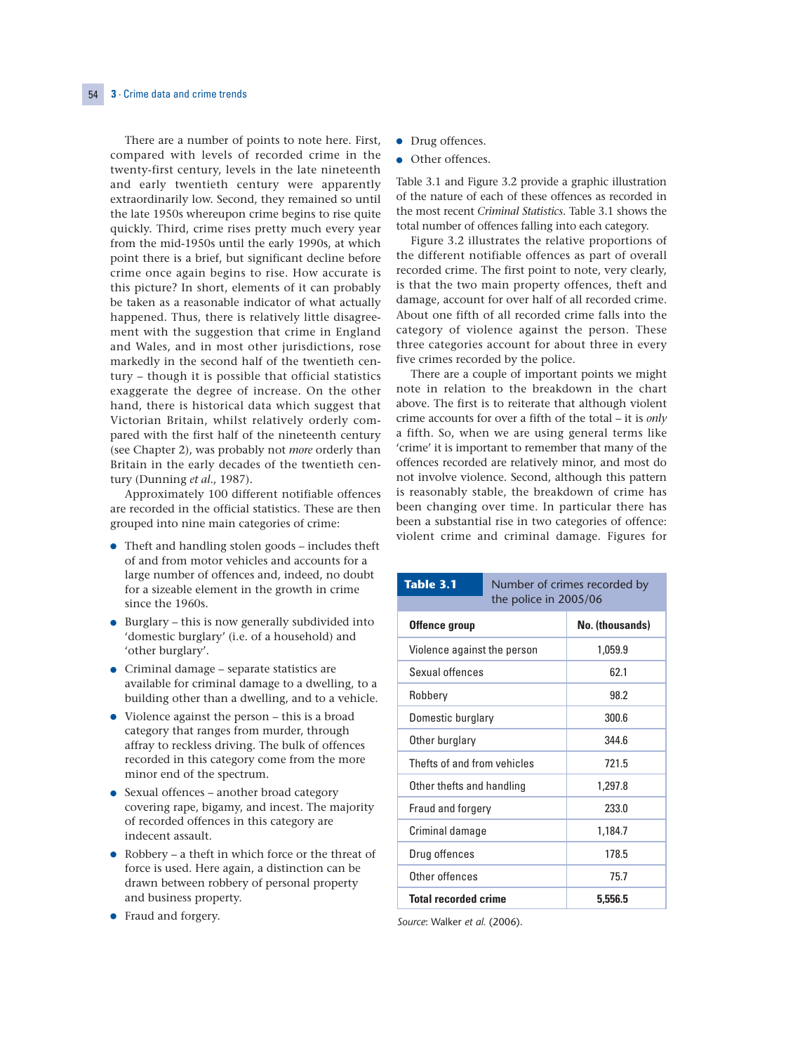There are a number of points to note here. First, compared with levels of recorded crime in the twenty-first century, levels in the late nineteenth and early twentieth century were apparently extraordinarily low. Second, they remained so until the late 1950s whereupon crime begins to rise quite quickly. Third, crime rises pretty much every year from the mid-1950s until the early 1990s, at which point there is a brief, but significant decline before crime once again begins to rise. How accurate is this picture? In short, elements of it can probably be taken as a reasonable indicator of what actually happened. Thus, there is relatively little disagreement with the suggestion that crime in England and Wales, and in most other jurisdictions, rose markedly in the second half of the twentieth century – though it is possible that official statistics exaggerate the degree of increase. On the other hand, there is historical data which suggest that Victorian Britain, whilst relatively orderly compared with the first half of the nineteenth century (see Chapter 2), was probably not *more* orderly than Britain in the early decades of the twentieth century (Dunning *et al*., 1987).

Approximately 100 different notifiable offences are recorded in the official statistics. These are then grouped into nine main categories of crime:

- Theft and handling stolen goods – includes theft of and from motor vehicles and accounts for a large number of offences and, indeed, no doubt for a sizeable element in the growth in crime since the 1960s.
- Burglary – this is now generally subdivided into 'domestic burglary' (i.e. of a household) and 'other burglary'.
- Criminal damage – separate statistics are available for criminal damage to a dwelling, to a building other than a dwelling, and to a vehicle.
- Violence against the person – this is a broad category that ranges from murder, through affray to reckless driving. The bulk of offences recorded in this category come from the more minor end of the spectrum.
- Sexual offences – another broad category covering rape, bigamy, and incest. The majority of recorded offences in this category are indecent assault.
- Robbery – a theft in which force or the threat of force is used. Here again, a distinction can be drawn between robbery of personal property and business property.
- Fraud and forgery.
- Drug offences.
- Other offences.

Table 3.1 and Figure 3.2 provide a graphic illustration of the nature of each of these offences as recorded in the most recent *Criminal Statistics*. Table 3.1 shows the total number of offences falling into each category.

Figure 3.2 illustrates the relative proportions of the different notifiable offences as part of overall recorded crime. The first point to note, very clearly, is that the two main property offences, theft and damage, account for over half of all recorded crime. About one fifth of all recorded crime falls into the category of violence against the person. These three categories account for about three in every five crimes recorded by the police.

There are a couple of important points we might note in relation to the breakdown in the chart above. The first is to reiterate that although violent crime accounts for over a fifth of the total – it is *only* a fifth. So, when we are using general terms like 'crime' it is important to remember that many of the offences recorded are relatively minor, and most do not involve violence. Second, although this pattern is reasonably stable, the breakdown of crime has been changing over time. In particular there has been a substantial rise in two categories of offence: violent crime and criminal damage. Figures for

**Table 3.1** Number of crimes recorded by the police in 2005/06

| Offence group | No. (thousands) |
|---|---|
| Violence against the person | 1,059.9 |
| Sexual offences | 62.1 |
| Robbery | 98.2 |
| Domestic burglary | 300.6 |
| Other burglary | 344.6 |
| Thefts of and from vehicles | 721.5 |
| Other thefts and handling | 1,297.8 |
| Fraud and forgery | 233.0 |
| Criminal damage | 1,184.7 |
| Drug offences | 178.5 |
| Other offences | 75.7 |
| **Total recorded crime** | **5,556.5** |

*Source*: Walker *et al.* (2006).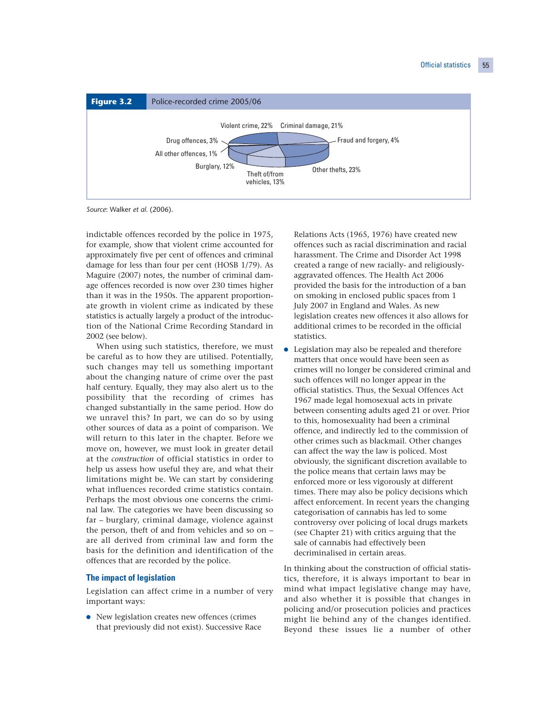**Figure 3.2** Police-recorded crime 2005/06

Violent crime, 22%
Criminal damage, 21%
Fraud and forgery, 4%
Other thefts, 23%
Theft of/from vehicles, 13%
Burglary, 12%
All other offences, 1%
Drug offences, 3%

*Source*: Walker *et al.* (2006).

indictable offences recorded by the police in 1975, for example, show that violent crime accounted for approximately five per cent of offences and criminal damage for less than four per cent (HOSB 1/79). As Maguire (2007) notes, the number of criminal damage offences recorded is now over 230 times higher than it was in the 1950s. The apparent proportionate growth in violent crime as indicated by these statistics is actually largely a product of the introduction of the National Crime Recording Standard in 2002 (see below).

When using such statistics, therefore, we must be careful as to how they are utilised. Potentially, such changes may tell us something important about the changing nature of crime over the past half century. Equally, they may also alert us to the possibility that the recording of crimes has changed substantially in the same period. How do we unravel this? In part, we can do so by using other sources of data as a point of comparison. We will return to this later in the chapter. Before we move on, however, we must look in greater detail at the *construction* of official statistics in order to help us assess how useful they are, and what their limitations might be. We can start by considering what influences recorded crime statistics contain. Perhaps the most obvious one concerns the criminal law. The categories we have been discussing so far – burglary, criminal damage, violence against the person, theft of and from vehicles and so on – are all derived from criminal law and form the basis for the definition and identification of the offences that are recorded by the police.

### The impact of legislation

Legislation can affect crime in a number of very important ways:

- New legislation creates new offences (crimes that previously did not exist). Successive Race Relations Acts (1965, 1976) have created new offences such as racial discrimination and racial harassment. The Crime and Disorder Act 1998 created a range of new racially- and religiously-aggravated offences. The Health Act 2006 provided the basis for the introduction of a ban on smoking in enclosed public spaces from 1 July 2007 in England and Wales. As new legislation creates new offences it also allows for additional crimes to be recorded in the official statistics.
- Legislation may also be repealed and therefore matters that once would have been seen as crimes will no longer be considered criminal and such offences will no longer appear in the official statistics. Thus, the Sexual Offences Act 1967 made legal homosexual acts in private between consenting adults aged 21 or over. Prior to this, homosexuality had been a criminal offence, and indirectly led to the commission of other crimes such as blackmail. Other changes can affect the way the law is policed. Most obviously, the significant discretion available to the police means that certain laws may be enforced more or less vigorously at different times. There may also be policy decisions which affect enforcement. In recent years the changing categorisation of cannabis has led to some controversy over policing of local drugs markets (see Chapter 21) with critics arguing that the sale of cannabis had effectively been decriminalised in certain areas.

In thinking about the construction of official statistics, therefore, it is always important to bear in mind what impact legislative change may have, and also whether it is possible that changes in policing and/or prosecution policies and practices might lie behind any of the changes identified. Beyond these issues lie a number of other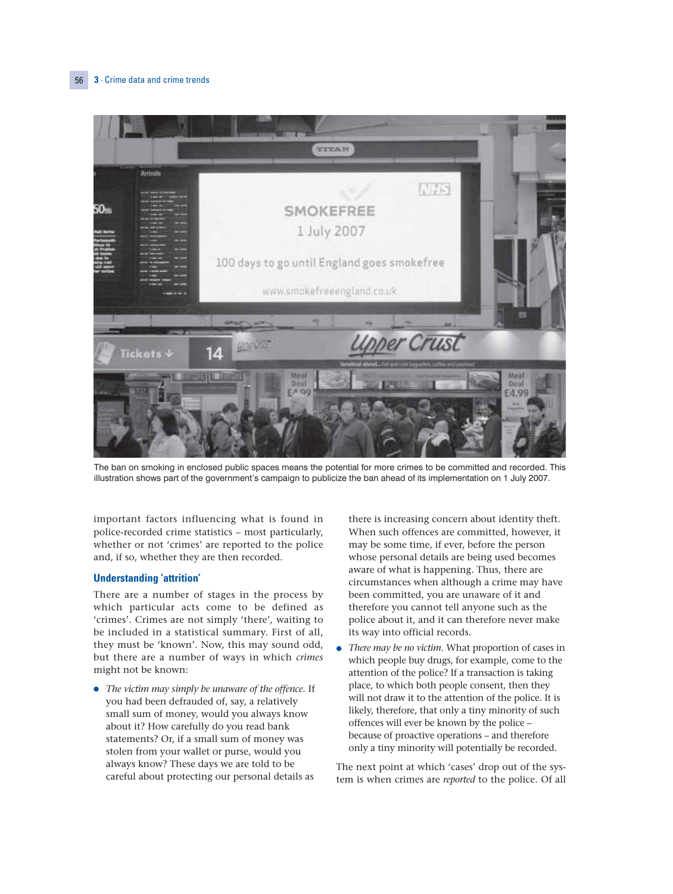The ban on smoking in enclosed public spaces means the potential for more crimes to be committed and recorded. This illustration shows part of the government's campaign to publicize the ban ahead of its implementation on 1 July 2007.

important factors influencing what is found in police-recorded crime statistics – most particularly, whether or not 'crimes' are reported to the police and, if so, whether they are then recorded.

### Understanding 'attrition'

There are a number of stages in the process by which particular acts come to be defined as 'crimes'. Crimes are not simply 'there', waiting to be included in a statistical summary. First of all, they must be 'known'. Now, this may sound odd, but there are a number of ways in which *crimes* might not be known:

- *The victim may simply be unaware of the offence.* If you had been defrauded of, say, a relatively small sum of money, would you always know about it? How carefully do you read bank statements? Or, if a small sum of money was stolen from your wallet or purse, would you always know? These days we are told to be careful about protecting our personal details as there is increasing concern about identity theft. When such offences are committed, however, it may be some time, if ever, before the person whose personal details are being used becomes aware of what is happening. Thus, there are circumstances when although a crime may have been committed, you are unaware of it and therefore you cannot tell anyone such as the police about it, and it can therefore never make its way into official records.
- *There may be no victim.* What proportion of cases in which people buy drugs, for example, come to the attention of the police? If a transaction is taking place, to which both people consent, then they will not draw it to the attention of the police. It is likely, therefore, that only a tiny minority of such offences will ever be known by the police – because of proactive operations – and therefore only a tiny minority will potentially be recorded.

The next point at which 'cases' drop out of the system is when crimes are *reported* to the police. Of all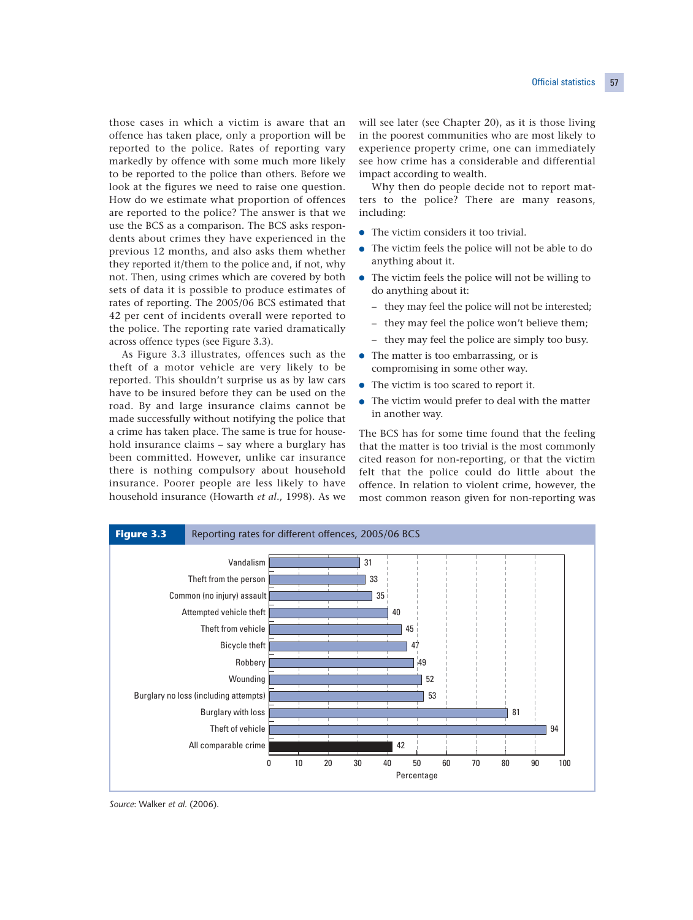those cases in which a victim is aware that an offence has taken place, only a proportion will be reported to the police. Rates of reporting vary markedly by offence with some much more likely to be reported to the police than others. Before we look at the figures we need to raise one question. How do we estimate what proportion of offences are reported to the police? The answer is that we use the BCS as a comparison. The BCS asks respondents about crimes they have experienced in the previous 12 months, and also asks them whether they reported it/them to the police and, if not, why not. Then, using crimes which are covered by both sets of data it is possible to produce estimates of rates of reporting. The 2005/06 BCS estimated that 42 per cent of incidents overall were reported to the police. The reporting rate varied dramatically across offence types (see Figure 3.3).

As Figure 3.3 illustrates, offences such as the theft of a motor vehicle are very likely to be reported. This shouldn't surprise us as by law cars have to be insured before they can be used on the road. By and large insurance claims cannot be made successfully without notifying the police that a crime has taken place. The same is true for household insurance claims – say where a burglary has been committed. However, unlike car insurance there is nothing compulsory about household insurance. Poorer people are less likely to have household insurance (Howarth *et al.*, 1998). As we will see later (see Chapter 20), as it is those living in the poorest communities who are most likely to experience property crime, one can immediately see how crime has a considerable and differential impact according to wealth.

Why then do people decide not to report matters to the police? There are many reasons, including:

- The victim considers it too trivial.
- The victim feels the police will not be able to do anything about it.
- The victim feels the police will not be willing to do anything about it:
  - they may feel the police will not be interested;
  - they may feel the police won't believe them;
  - they may feel the police are simply too busy.
- The matter is too embarrassing, or is compromising in some other way.
- The victim is too scared to report it.
- The victim would prefer to deal with the matter in another way.

The BCS has for some time found that the feeling that the matter is too trivial is the most commonly cited reason for non-reporting, or that the victim felt that the police could do little about the offence. In relation to violent crime, however, the most common reason given for non-reporting was

**Figure 3.3** Reporting rates for different offences, 2005/06 BCS

| Offence | Percentage |
|---|---|
| Vandalism | 31 |
| Theft from the person | 33 |
| Common (no injury) assault | 35 |
| Attempted vehicle theft | 40 |
| Theft from vehicle | 45 |
| Bicycle theft | 47 |
| Robbery | 49 |
| Wounding | 52 |
| Burglary no loss (including attempts) | 53 |
| Burglary with loss | 81 |
| Theft of vehicle | 94 |
| All comparable crime | 42 |

*Source*: Walker *et al.* (2006).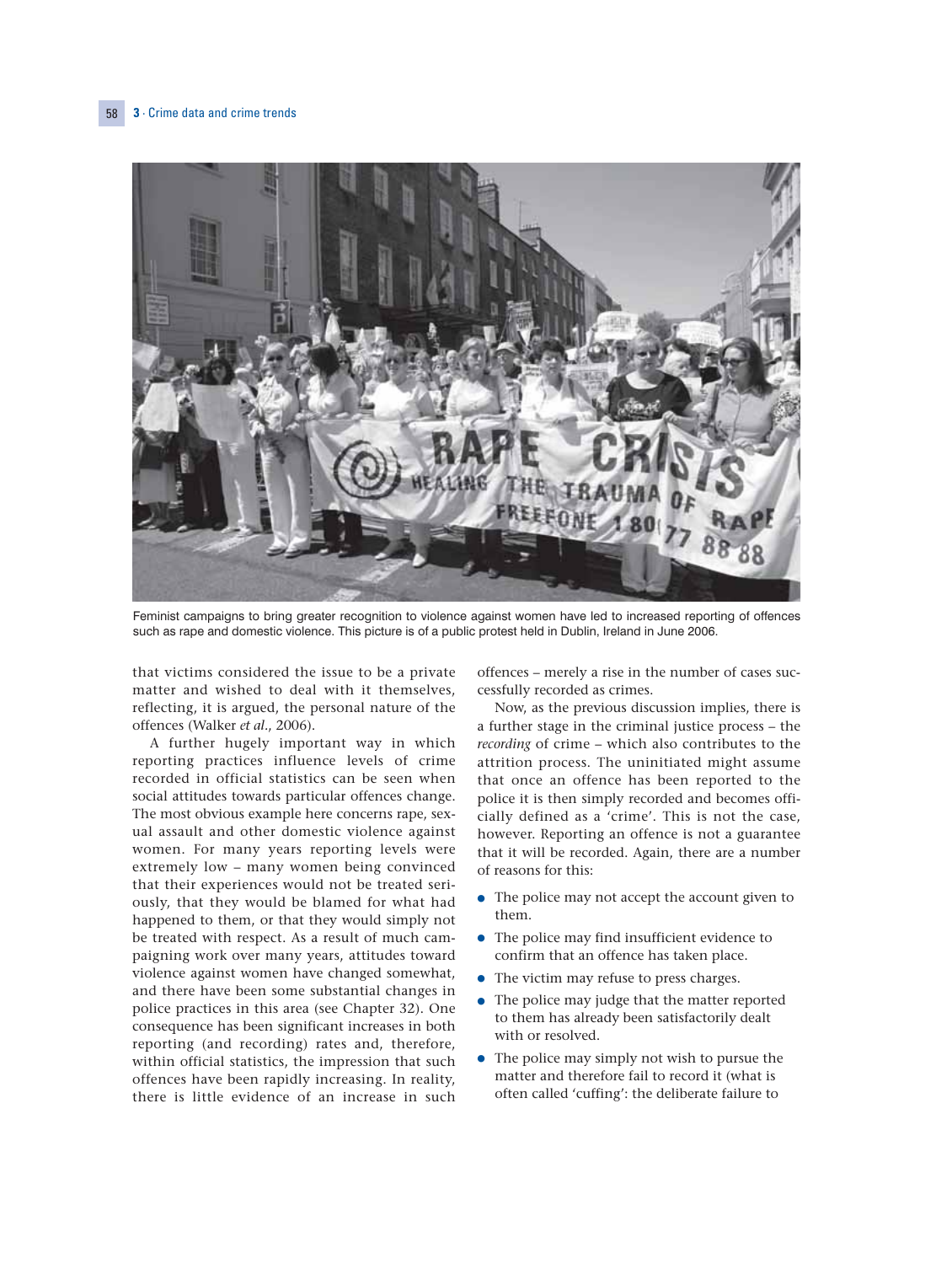Feminist campaigns to bring greater recognition to violence against women have led to increased reporting of offences such as rape and domestic violence. This picture is of a public protest held in Dublin, Ireland in June 2006.

that victims considered the issue to be a private matter and wished to deal with it themselves, reflecting, it is argued, the personal nature of the offences (Walker *et al*., 2006).

A further hugely important way in which reporting practices influence levels of crime recorded in official statistics can be seen when social attitudes towards particular offences change. The most obvious example here concerns rape, sexual assault and other domestic violence against women. For many years reporting levels were extremely low – many women being convinced that their experiences would not be treated seriously, that they would be blamed for what had happened to them, or that they would simply not be treated with respect. As a result of much campaigning work over many years, attitudes toward violence against women have changed somewhat, and there have been some substantial changes in police practices in this area (see Chapter 32). One consequence has been significant increases in both reporting (and recording) rates and, therefore, within official statistics, the impression that such offences have been rapidly increasing. In reality, there is little evidence of an increase in such offences – merely a rise in the number of cases successfully recorded as crimes.

Now, as the previous discussion implies, there is a further stage in the criminal justice process – the *recording* of crime – which also contributes to the attrition process. The uninitiated might assume that once an offence has been reported to the police it is then simply recorded and becomes officially defined as a 'crime'. This is not the case, however. Reporting an offence is not a guarantee that it will be recorded. Again, there are a number of reasons for this:

- The police may not accept the account given to them.
- The police may find insufficient evidence to confirm that an offence has taken place.
- The victim may refuse to press charges.
- The police may judge that the matter reported to them has already been satisfactorily dealt with or resolved.
- The police may simply not wish to pursue the matter and therefore fail to record it (what is often called 'cuffing': the deliberate failure to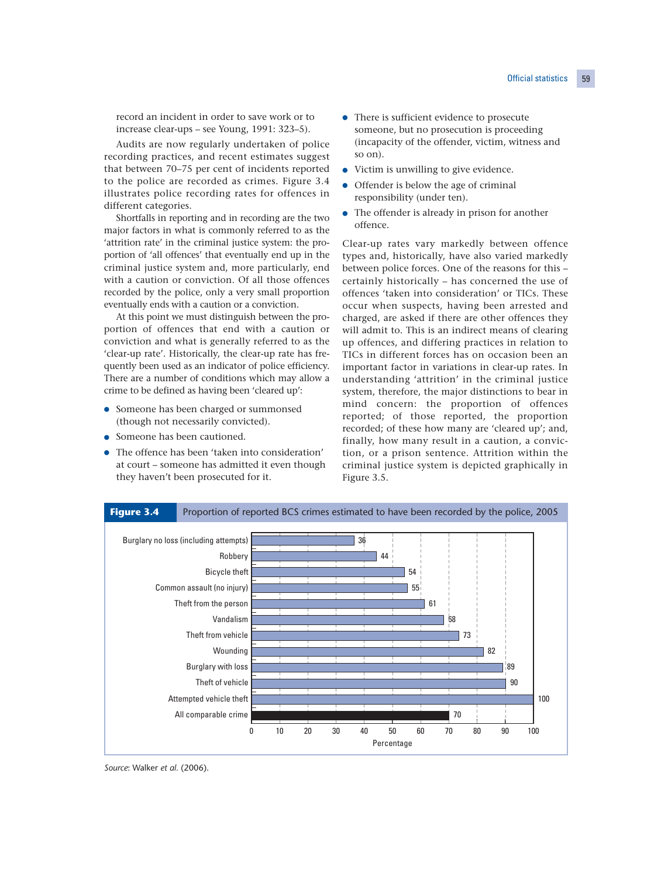record an incident in order to save work or to increase clear-ups – see Young, 1991: 323–5).

Audits are now regularly undertaken of police recording practices, and recent estimates suggest that between 70–75 per cent of incidents reported to the police are recorded as crimes. Figure 3.4 illustrates police recording rates for offences in different categories.

Shortfalls in reporting and in recording are the two major factors in what is commonly referred to as the 'attrition rate' in the criminal justice system: the proportion of 'all offences' that eventually end up in the criminal justice system and, more particularly, end with a caution or conviction. Of all those offences recorded by the police, only a very small proportion eventually ends with a caution or a conviction.

At this point we must distinguish between the proportion of offences that end with a caution or conviction and what is generally referred to as the 'clear-up rate'. Historically, the clear-up rate has frequently been used as an indicator of police efficiency. There are a number of conditions which may allow a crime to be defined as having been 'cleared up':

- Someone has been charged or summonsed (though not necessarily convicted).
- Someone has been cautioned.
- The offence has been 'taken into consideration' at court – someone has admitted it even though they haven't been prosecuted for it.
- There is sufficient evidence to prosecute someone, but no prosecution is proceeding (incapacity of the offender, victim, witness and so on).
- Victim is unwilling to give evidence.
- Offender is below the age of criminal responsibility (under ten).
- The offender is already in prison for another offence.

Clear-up rates vary markedly between offence types and, historically, have also varied markedly between police forces. One of the reasons for this – certainly historically – has concerned the use of offences 'taken into consideration' or TICs. These occur when suspects, having been arrested and charged, are asked if there are other offences they will admit to. This is an indirect means of clearing up offences, and differing practices in relation to TICs in different forces has on occasion been an important factor in variations in clear-up rates. In understanding 'attrition' in the criminal justice system, therefore, the major distinctions to bear in mind concern: the proportion of offences reported; of those reported, the proportion recorded; of these how many are 'cleared up'; and, finally, how many result in a caution, a conviction, or a prison sentence. Attrition within the criminal justice system is depicted graphically in Figure 3.5.

**Figure 3.4** Proportion of reported BCS crimes estimated to have been recorded by the police, 2005

| Offence | Percentage |
|---|---|
| Burglary no loss (including attempts) | 36 |
| Robbery | 44 |
| Bicycle theft | 54 |
| Common assault (no injury) | 55 |
| Theft from the person | 61 |
| Vandalism | 68 |
| Theft from vehicle | 73 |
| Wounding | 82 |
| Burglary with loss | 89 |
| Theft of vehicle | 90 |
| Attempted vehicle theft | 100 |
| All comparable crime | 70 |

*Source*: Walker *et al.* (2006).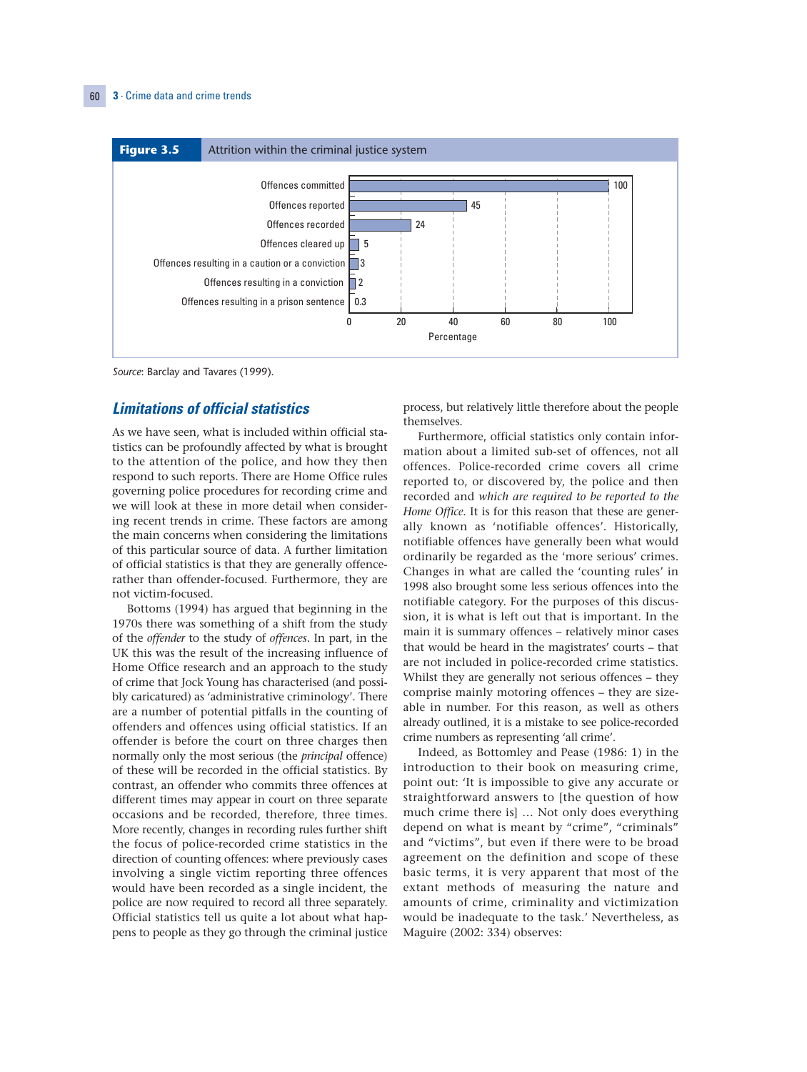**Figure 3.5** Attrition within the criminal justice system

| | Percentage |
|---|---|
| Offences committed | 100 |
| Offences reported | 45 |
| Offences recorded | 24 |
| Offences cleared up | 5 |
| Offences resulting in a caution or a conviction | 3 |
| Offences resulting in a conviction | 2 |
| Offences resulting in a prison sentence | 0.3 |

*Source*: Barclay and Tavares (1999).

## *Limitations of official statistics*

As we have seen, what is included within official statistics can be profoundly affected by what is brought to the attention of the police, and how they then respond to such reports. There are Home Office rules governing police procedures for recording crime and we will look at these in more detail when considering recent trends in crime. These factors are among the main concerns when considering the limitations of this particular source of data. A further limitation of official statistics is that they are generally offence-rather than offender-focused. Furthermore, they are not victim-focused.

Bottoms (1994) has argued that beginning in the 1970s there was something of a shift from the study of the *offender* to the study of *offences*. In part, in the UK this was the result of the increasing influence of Home Office research and an approach to the study of crime that Jock Young has characterised (and possibly caricatured) as 'administrative criminology'. There are a number of potential pitfalls in the counting of offenders and offences using official statistics. If an offender is before the court on three charges then normally only the most serious (the *principal* offence) of these will be recorded in the official statistics. By contrast, an offender who commits three offences at different times may appear in court on three separate occasions and be recorded, therefore, three times. More recently, changes in recording rules further shift the focus of police-recorded crime statistics in the direction of counting offences: where previously cases involving a single victim reporting three offences would have been recorded as a single incident, the police are now required to record all three separately. Official statistics tell us quite a lot about what happens to people as they go through the criminal justice process, but relatively little therefore about the people themselves.

Furthermore, official statistics only contain information about a limited sub-set of offences, not all offences. Police-recorded crime covers all crime reported to, or discovered by, the police and then recorded and *which are required to be reported to the Home Office*. It is for this reason that these are generally known as 'notifiable offences'. Historically, notifiable offences have generally been what would ordinarily be regarded as the 'more serious' crimes. Changes in what are called the 'counting rules' in 1998 also brought some less serious offences into the notifiable category. For the purposes of this discussion, it is what is left out that is important. In the main it is summary offences – relatively minor cases that would be heard in the magistrates' courts – that are not included in police-recorded crime statistics. Whilst they are generally not serious offences – they comprise mainly motoring offences – they are sizeable in number. For this reason, as well as others already outlined, it is a mistake to see police-recorded crime numbers as representing 'all crime'.

Indeed, as Bottomley and Pease (1986: 1) in the introduction to their book on measuring crime, point out: 'It is impossible to give any accurate or straightforward answers to [the question of how much crime there is] … Not only does everything depend on what is meant by "crime", "criminals" and "victims", but even if there were to be broad agreement on the definition and scope of these basic terms, it is very apparent that most of the extant methods of measuring the nature and amounts of crime, criminality and victimization would be inadequate to the task.' Nevertheless, as Maguire (2002: 334) observes: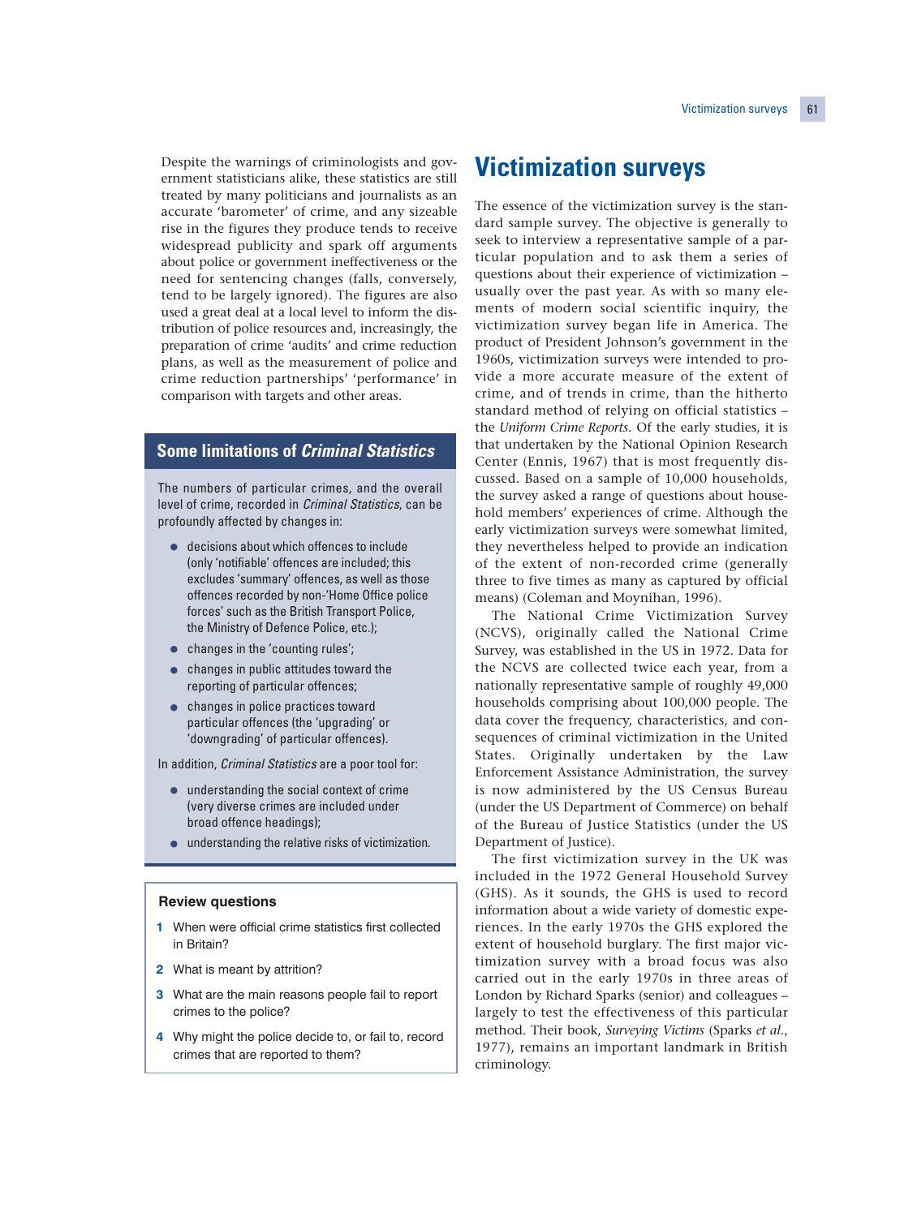Despite the warnings of criminologists and government statisticians alike, these statistics are still treated by many politicians and journalists as an accurate 'barometer' of crime, and any sizeable rise in the figures they produce tends to receive widespread publicity and spark off arguments about police or government ineffectiveness or the need for sentencing changes (falls, conversely, tend to be largely ignored). The figures are also used a great deal at a local level to inform the distribution of police resources and, increasingly, the preparation of crime 'audits' and crime reduction plans, as well as the measurement of police and crime reduction partnerships' 'performance' in comparison with targets and other areas.

### Some limitations of *Criminal Statistics*

The numbers of particular crimes, and the overall level of crime, recorded in *Criminal Statistics*, can be profoundly affected by changes in:

- decisions about which offences to include (only 'notifiable' offences are included; this excludes 'summary' offences, as well as those offences recorded by non-'Home Office police forces' such as the British Transport Police, the Ministry of Defence Police, etc.);
- changes in the 'counting rules';
- changes in public attitudes toward the reporting of particular offences;
- changes in police practices toward particular offences (the 'upgrading' or 'downgrading' of particular offences).

In addition, *Criminal Statistics* are a poor tool for:

- understanding the social context of crime (very diverse crimes are included under broad offence headings);
- understanding the relative risks of victimization.

### Review questions

1. When were official crime statistics first collected in Britain?
2. What is meant by attrition?
3. What are the main reasons people fail to report crimes to the police?
4. Why might the police decide to, or fail to, record crimes that are reported to them?

## Victimization surveys

The essence of the victimization survey is the standard sample survey. The objective is generally to seek to interview a representative sample of a particular population and to ask them a series of questions about their experience of victimization – usually over the past year. As with so many elements of modern social scientific inquiry, the victimization survey began life in America. The product of President Johnson's government in the 1960s, victimization surveys were intended to provide a more accurate measure of the extent of crime, and of trends in crime, than the hitherto standard method of relying on official statistics – the *Uniform Crime Reports*. Of the early studies, it is that undertaken by the National Opinion Research Center (Ennis, 1967) that is most frequently discussed. Based on a sample of 10,000 households, the survey asked a range of questions about household members' experiences of crime. Although the early victimization surveys were somewhat limited, they nevertheless helped to provide an indication of the extent of non-recorded crime (generally three to five times as many as captured by official means) (Coleman and Moynihan, 1996).

The National Crime Victimization Survey (NCVS), originally called the National Crime Survey, was established in the US in 1972. Data for the NCVS are collected twice each year, from a nationally representative sample of roughly 49,000 households comprising about 100,000 people. The data cover the frequency, characteristics, and consequences of criminal victimization in the United States. Originally undertaken by the Law Enforcement Assistance Administration, the survey is now administered by the US Census Bureau (under the US Department of Commerce) on behalf of the Bureau of Justice Statistics (under the US Department of Justice).

The first victimization survey in the UK was included in the 1972 General Household Survey (GHS). As it sounds, the GHS is used to record information about a wide variety of domestic experiences. In the early 1970s the GHS explored the extent of household burglary. The first major victimization survey with a broad focus was also carried out in the early 1970s in three areas of London by Richard Sparks (senior) and colleagues – largely to test the effectiveness of this particular method. Their book, *Surveying Victims* (Sparks *et al.*, 1977), remains an important landmark in British criminology.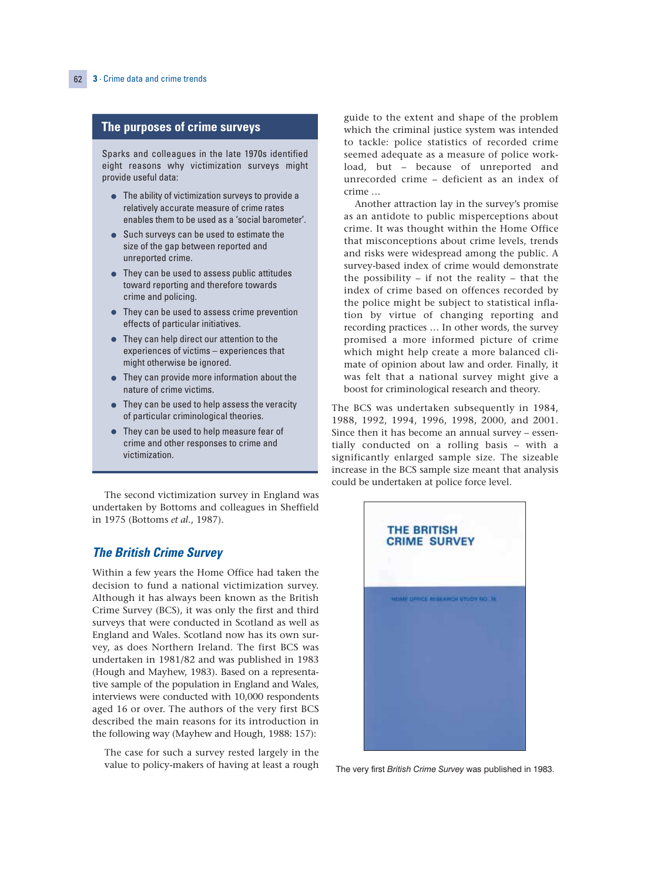## The purposes of crime surveys

Sparks and colleagues in the late 1970s identified eight reasons why victimization surveys might provide useful data:

- The ability of victimization surveys to provide a relatively accurate measure of crime rates enables them to be used as a 'social barometer'.
- Such surveys can be used to estimate the size of the gap between reported and unreported crime.
- They can be used to assess public attitudes toward reporting and therefore towards crime and policing.
- They can be used to assess crime prevention effects of particular initiatives.
- They can help direct our attention to the experiences of victims – experiences that might otherwise be ignored.
- They can provide more information about the nature of crime victims.
- They can be used to help assess the veracity of particular criminological theories.
- They can be used to help assess fear of crime and other responses to crime and victimization.

The second victimization survey in England was undertaken by Bottoms and colleagues in Sheffield in 1975 (Bottoms *et al*., 1987).

### The British Crime Survey

Within a few years the Home Office had taken the decision to fund a national victimization survey. Although it has always been known as the British Crime Survey (BCS), it was only the first and third surveys that were conducted in Scotland as well as England and Wales. Scotland now has its own survey, as does Northern Ireland. The first BCS was undertaken in 1981/82 and was published in 1983 (Hough and Mayhew, 1983). Based on a representative sample of the population in England and Wales, interviews were conducted with 10,000 respondents aged 16 or over. The authors of the very first BCS described the main reasons for its introduction in the following way (Mayhew and Hough, 1988: 157):

> The case for such a survey rested largely in the value to policy-makers of having at least a rough guide to the extent and shape of the problem which the criminal justice system was intended to tackle: police statistics of recorded crime seemed adequate as a measure of police workload, but – because of unreported and unrecorded crime – deficient as an index of crime …
>
> Another attraction lay in the survey's promise as an antidote to public misperceptions about crime. It was thought within the Home Office that misconceptions about crime levels, trends and risks were widespread among the public. A survey-based index of crime would demonstrate the possibility – if not the reality – that the index of crime based on offences recorded by the police might be subject to statistical inflation by virtue of changing reporting and recording practices … In other words, the survey promised a more informed picture of crime which might help create a more balanced climate of opinion about law and order. Finally, it was felt that a national survey might give a boost for criminological research and theory.

The BCS was undertaken subsequently in 1984, 1988, 1992, 1994, 1996, 1998, 2000, and 2001. Since then it has become an annual survey – essentially conducted on a rolling basis – with a significantly enlarged sample size. The sizeable increase in the BCS sample size meant that analysis could be undertaken at police force level.

The very first *British Crime Survey* was published in 1983.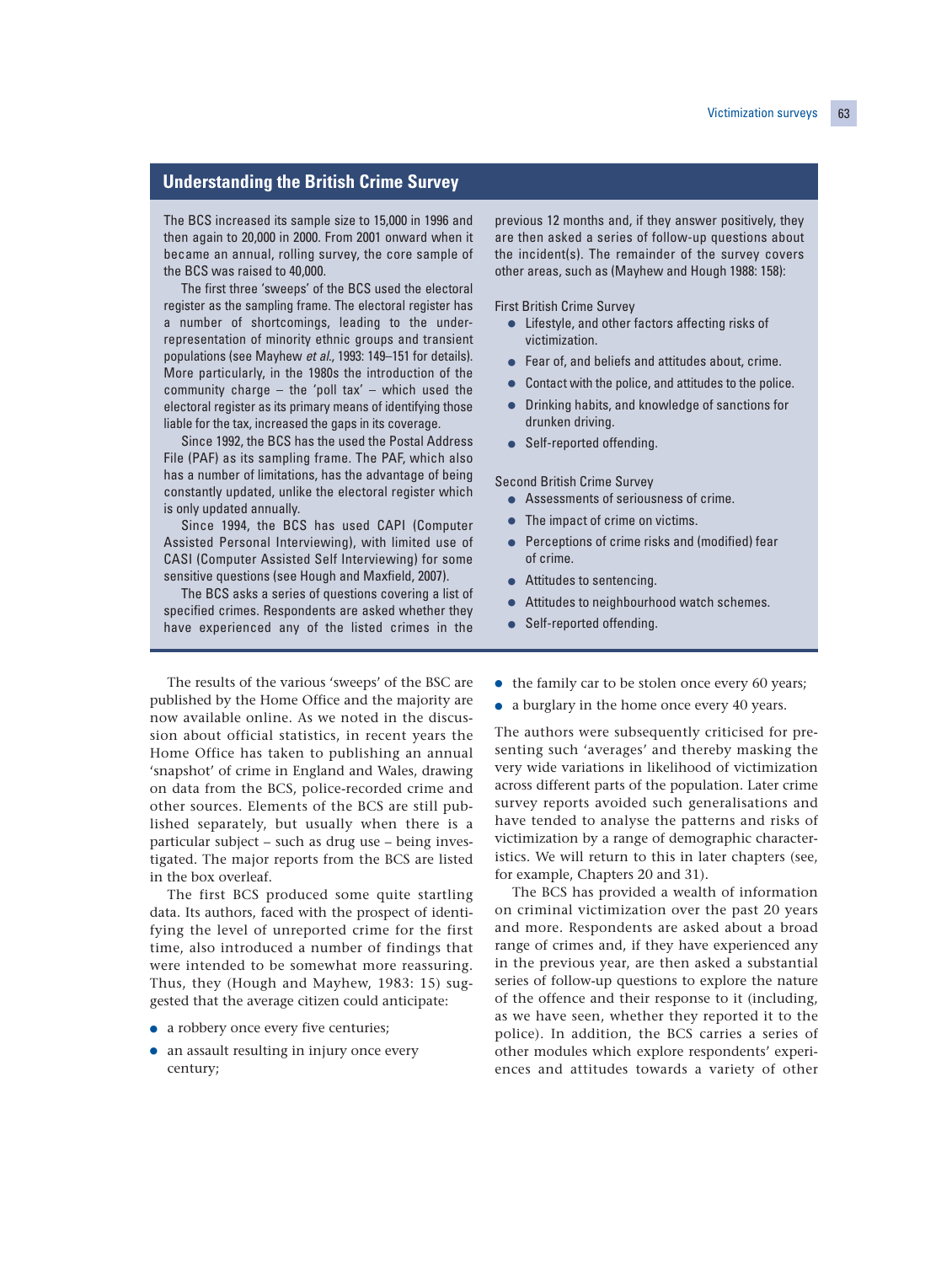## Understanding the British Crime Survey

The BCS increased its sample size to 15,000 in 1996 and then again to 20,000 in 2000. From 2001 onward when it became an annual, rolling survey, the core sample of the BCS was raised to 40,000.

The first three 'sweeps' of the BCS used the electoral register as the sampling frame. The electoral register has a number of shortcomings, leading to the under-representation of minority ethnic groups and transient populations (see Mayhew *et al*., 1993: 149–151 for details). More particularly, in the 1980s the introduction of the community charge – the 'poll tax' – which used the electoral register as its primary means of identifying those liable for the tax, increased the gaps in its coverage.

Since 1992, the BCS has the used the Postal Address File (PAF) as its sampling frame. The PAF, which also has a number of limitations, has the advantage of being constantly updated, unlike the electoral register which is only updated annually.

Since 1994, the BCS has used CAPI (Computer Assisted Personal Interviewing), with limited use of CASI (Computer Assisted Self Interviewing) for some sensitive questions (see Hough and Maxfield, 2007).

The BCS asks a series of questions covering a list of specified crimes. Respondents are asked whether they have experienced any of the listed crimes in the previous 12 months and, if they answer positively, they are then asked a series of follow-up questions about the incident(s). The remainder of the survey covers other areas, such as (Mayhew and Hough 1988: 158):

First British Crime Survey

- Lifestyle, and other factors affecting risks of victimization.
- Fear of, and beliefs and attitudes about, crime.
- Contact with the police, and attitudes to the police.
- Drinking habits, and knowledge of sanctions for drunken driving.
- Self-reported offending.

Second British Crime Survey

- Assessments of seriousness of crime.
- The impact of crime on victims.
- Perceptions of crime risks and (modified) fear of crime.
- Attitudes to sentencing.
- Attitudes to neighbourhood watch schemes.
- Self-reported offending.

The results of the various 'sweeps' of the BSC are published by the Home Office and the majority are now available online. As we noted in the discussion about official statistics, in recent years the Home Office has taken to publishing an annual 'snapshot' of crime in England and Wales, drawing on data from the BCS, police-recorded crime and other sources. Elements of the BCS are still published separately, but usually when there is a particular subject – such as drug use – being investigated. The major reports from the BCS are listed in the box overleaf.

The first BCS produced some quite startling data. Its authors, faced with the prospect of identifying the level of unreported crime for the first time, also introduced a number of findings that were intended to be somewhat more reassuring. Thus, they (Hough and Mayhew, 1983: 15) suggested that the average citizen could anticipate:

- a robbery once every five centuries;
- an assault resulting in injury once every century;
- the family car to be stolen once every 60 years;
- a burglary in the home once every 40 years.

The authors were subsequently criticised for presenting such 'averages' and thereby masking the very wide variations in likelihood of victimization across different parts of the population. Later crime survey reports avoided such generalisations and have tended to analyse the patterns and risks of victimization by a range of demographic characteristics. We will return to this in later chapters (see, for example, Chapters 20 and 31).

The BCS has provided a wealth of information on criminal victimization over the past 20 years and more. Respondents are asked about a broad range of crimes and, if they have experienced any in the previous year, are then asked a substantial series of follow-up questions to explore the nature of the offence and their response to it (including, as we have seen, whether they reported it to the police). In addition, the BCS carries a series of other modules which explore respondents' experiences and attitudes towards a variety of other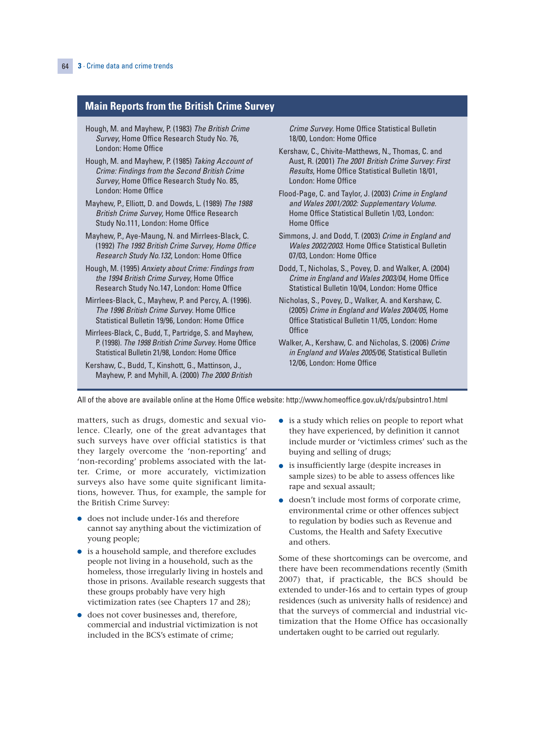## Main Reports from the British Crime Survey

Hough, M. and Mayhew, P. (1983) *The British Crime Survey*, Home Office Research Study No. 76, London: Home Office

Hough, M. and Mayhew, P. (1985) *Taking Account of Crime: Findings from the Second British Crime Survey*, Home Office Research Study No. 85, London: Home Office

Mayhew, P., Elliott, D. and Dowds, L. (1989) *The 1988 British Crime Survey*, Home Office Research Study No.111, London: Home Office

Mayhew, P., Aye-Maung, N. and Mirrlees-Black, C. (1992) *The 1992 British Crime Survey, Home Office Research Study No.132*, London: Home Office

Hough, M. (1995) *Anxiety about Crime: Findings from the 1994 British Crime Survey*, Home Office Research Study No.147, London: Home Office

Mirrlees-Black, C., Mayhew, P. and Percy, A. (1996). *The 1996 British Crime Survey.* Home Office Statistical Bulletin 19/96, London: Home Office

Mirrlees-Black, C., Budd, T., Partridge, S. and Mayhew, P. (1998). *The 1998 British Crime Survey.* Home Office Statistical Bulletin 21/98, London: Home Office

Kershaw, C., Budd, T., Kinshott, G., Mattinson, J., Mayhew, P. and Myhill, A. (2000) *The 2000 British Crime Survey.* Home Office Statistical Bulletin 18/00, London: Home Office

Kershaw, C., Chivite-Matthews, N., Thomas, C. and Aust, R. (2001) *The 2001 British Crime Survey: First Results*, Home Office Statistical Bulletin 18/01, London: Home Office

Flood-Page, C. and Taylor, J. (2003) *Crime in England and Wales 2001/2002: Supplementary Volume.* Home Office Statistical Bulletin 1/03, London: Home Office

Simmons, J. and Dodd, T. (2003) *Crime in England and Wales 2002/2003.* Home Office Statistical Bulletin 07/03, London: Home Office

Dodd, T., Nicholas, S., Povey, D. and Walker, A. (2004) *Crime in England and Wales 2003/04*, Home Office Statistical Bulletin 10/04, London: Home Office

Nicholas, S., Povey, D., Walker, A. and Kershaw, C. (2005) *Crime in England and Wales 2004/05*, Home Office Statistical Bulletin 11/05, London: Home Office

Walker, A., Kershaw, C. and Nicholas, S. (2006) *Crime in England and Wales 2005/06*, Statistical Bulletin 12/06, London: Home Office

All of the above are available online at the Home Office website: http://www.homeoffice.gov.uk/rds/pubsintro1.html

matters, such as drugs, domestic and sexual violence. Clearly, one of the great advantages that such surveys have over official statistics is that they largely overcome the 'non-reporting' and 'non-recording' problems associated with the latter. Crime, or more accurately, victimization surveys also have some quite significant limitations, however. Thus, for example, the sample for the British Crime Survey:

- does not include under-16s and therefore cannot say anything about the victimization of young people;
- is a household sample, and therefore excludes people not living in a household, such as the homeless, those irregularly living in hostels and those in prisons. Available research suggests that these groups probably have very high victimization rates (see Chapters 17 and 28);
- does not cover businesses and, therefore, commercial and industrial victimization is not included in the BCS's estimate of crime;
- is a study which relies on people to report what they have experienced, by definition it cannot include murder or 'victimless crimes' such as the buying and selling of drugs;
- is insufficiently large (despite increases in sample sizes) to be able to assess offences like rape and sexual assault;
- doesn't include most forms of corporate crime, environmental crime or other offences subject to regulation by bodies such as Revenue and Customs, the Health and Safety Executive and others.

Some of these shortcomings can be overcome, and there have been recommendations recently (Smith 2007) that, if practicable, the BCS should be extended to under-16s and to certain types of group residences (such as university halls of residence) and that the surveys of commercial and industrial victimization that the Home Office has occasionally undertaken ought to be carried out regularly.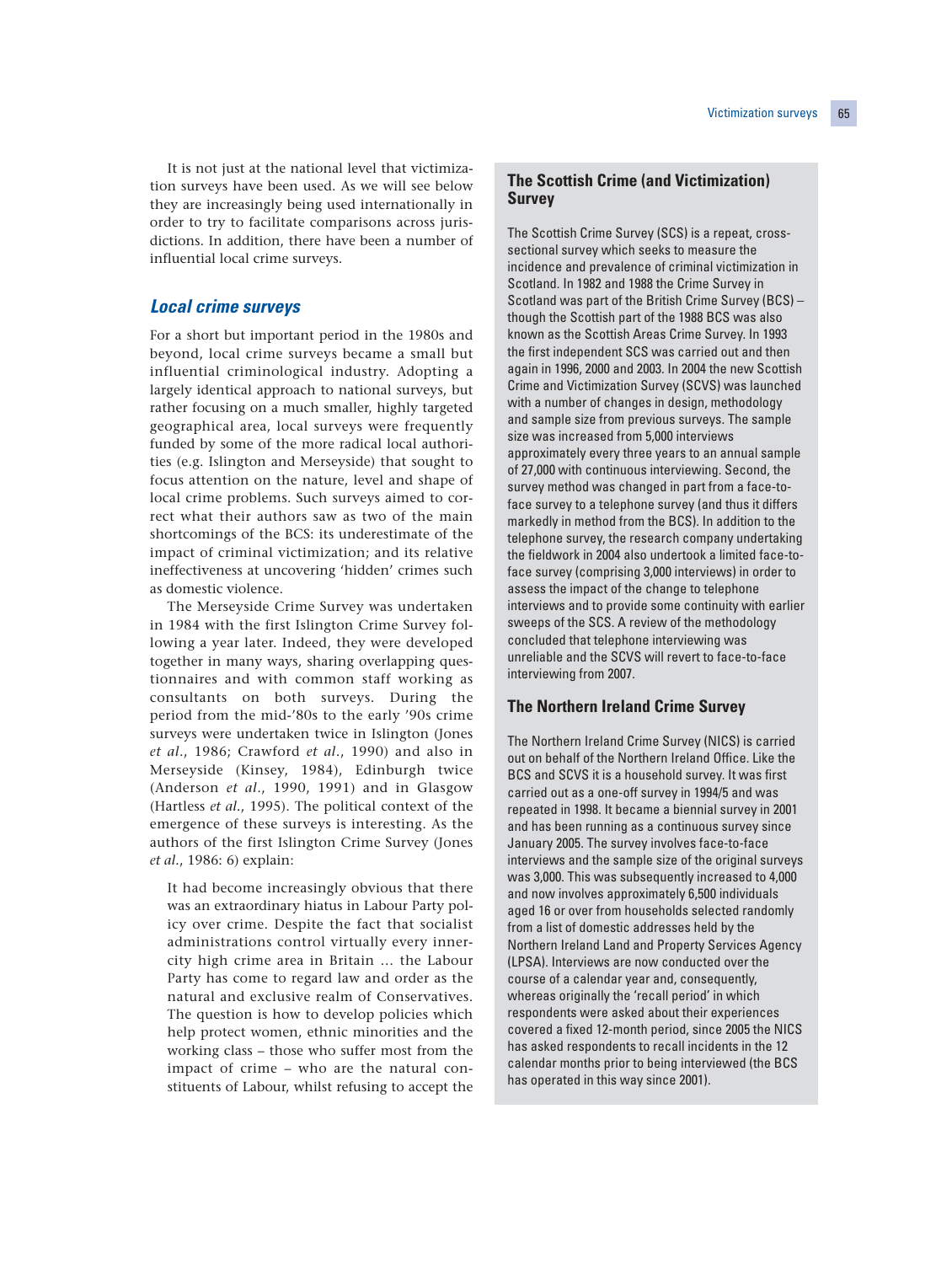It is not just at the national level that victimization surveys have been used. As we will see below they are increasingly being used internationally in order to try to facilitate comparisons across jurisdictions. In addition, there have been a number of influential local crime surveys.

## *Local crime surveys*

For a short but important period in the 1980s and beyond, local crime surveys became a small but influential criminological industry. Adopting a largely identical approach to national surveys, but rather focusing on a much smaller, highly targeted geographical area, local surveys were frequently funded by some of the more radical local authorities (e.g. Islington and Merseyside) that sought to focus attention on the nature, level and shape of local crime problems. Such surveys aimed to correct what their authors saw as two of the main shortcomings of the BCS: its underestimate of the impact of criminal victimization; and its relative ineffectiveness at uncovering 'hidden' crimes such as domestic violence.

The Merseyside Crime Survey was undertaken in 1984 with the first Islington Crime Survey following a year later. Indeed, they were developed together in many ways, sharing overlapping questionnaires and with common staff working as consultants on both surveys. During the period from the mid-'80s to the early '90s crime surveys were undertaken twice in Islington (Jones *et al*., 1986; Crawford *et al*., 1990) and also in Merseyside (Kinsey, 1984), Edinburgh twice (Anderson *et al*., 1990, 1991) and in Glasgow (Hartless *et al*., 1995). The political context of the emergence of these surveys is interesting. As the authors of the first Islington Crime Survey (Jones *et al*., 1986: 6) explain:

> It had become increasingly obvious that there was an extraordinary hiatus in Labour Party policy over crime. Despite the fact that socialist administrations control virtually every inner-city high crime area in Britain ... the Labour Party has come to regard law and order as the natural and exclusive realm of Conservatives. The question is how to develop policies which help protect women, ethnic minorities and the working class – those who suffer most from the impact of crime – who are the natural constituents of Labour, whilst refusing to accept the

### The Scottish Crime (and Victimization) Survey

The Scottish Crime Survey (SCS) is a repeat, cross-sectional survey which seeks to measure the incidence and prevalence of criminal victimization in Scotland. In 1982 and 1988 the Crime Survey in Scotland was part of the British Crime Survey (BCS) – though the Scottish part of the 1988 BCS was also known as the Scottish Areas Crime Survey. In 1993 the first independent SCS was carried out and then again in 1996, 2000 and 2003. In 2004 the new Scottish Crime and Victimization Survey (SCVS) was launched with a number of changes in design, methodology and sample size from previous surveys. The sample size was increased from 5,000 interviews approximately every three years to an annual sample of 27,000 with continuous interviewing. Second, the survey method was changed in part from a face-to-face survey to a telephone survey (and thus it differs markedly in method from the BCS). In addition to the telephone survey, the research company undertaking the fieldwork in 2004 also undertook a limited face-to-face survey (comprising 3,000 interviews) in order to assess the impact of the change to telephone interviews and to provide some continuity with earlier sweeps of the SCS. A review of the methodology concluded that telephone interviewing was unreliable and the SCVS will revert to face-to-face interviewing from 2007.

### The Northern Ireland Crime Survey

The Northern Ireland Crime Survey (NICS) is carried out on behalf of the Northern Ireland Office. Like the BCS and SCVS it is a household survey. It was first carried out as a one-off survey in 1994/5 and was repeated in 1998. It became a biennial survey in 2001 and has been running as a continuous survey since January 2005. The survey involves face-to-face interviews and the sample size of the original surveys was 3,000. This was subsequently increased to 4,000 and now involves approximately 6,500 individuals aged 16 or over from households selected randomly from a list of domestic addresses held by the Northern Ireland Land and Property Services Agency (LPSA). Interviews are now conducted over the course of a calendar year and, consequently, whereas originally the 'recall period' in which respondents were asked about their experiences covered a fixed 12-month period, since 2005 the NICS has asked respondents to recall incidents in the 12 calendar months prior to being interviewed (the BCS has operated in this way since 2001).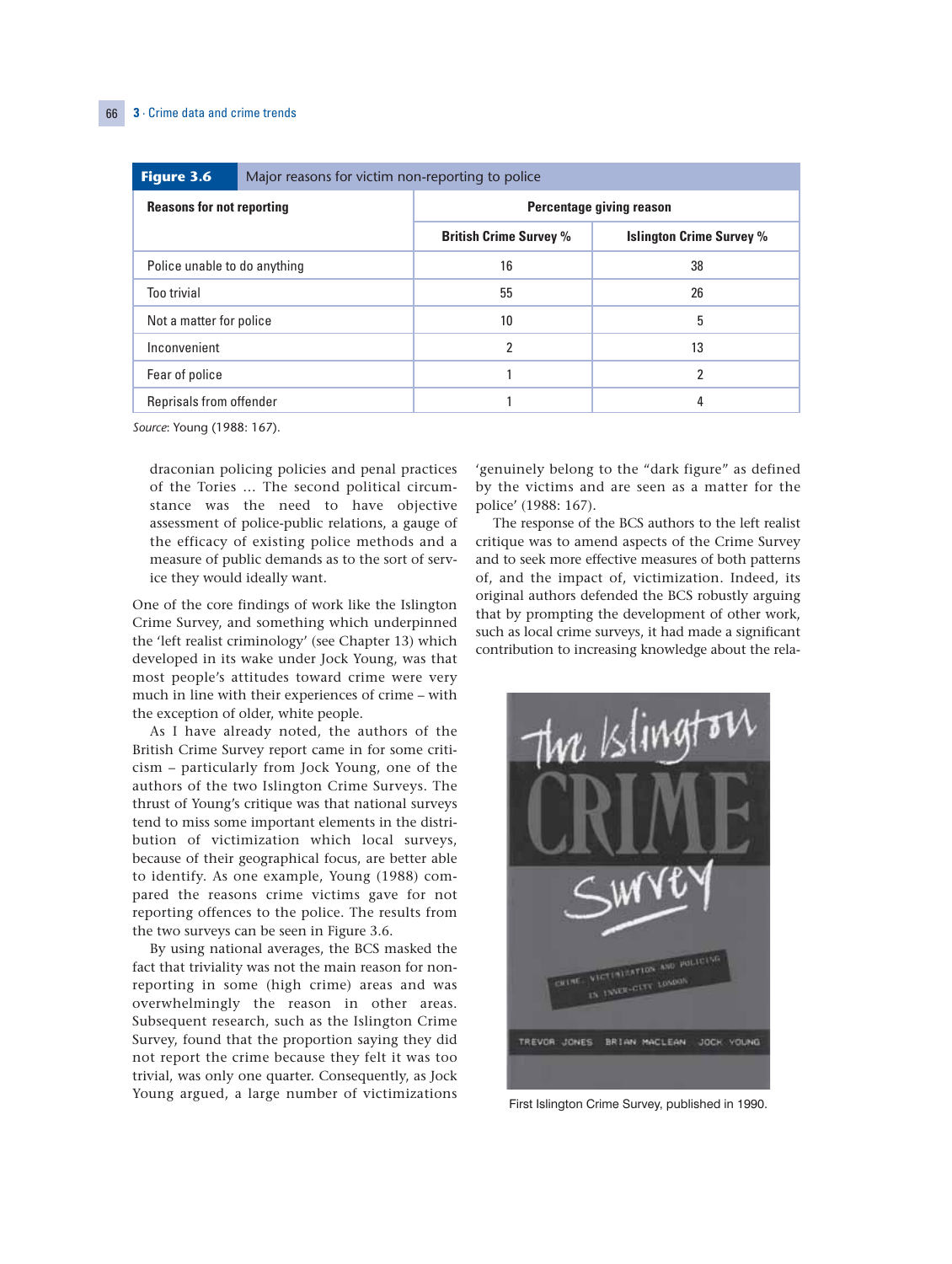**Figure 3.6** Major reasons for victim non-reporting to police

| Reasons for not reporting | Percentage giving reason | |
|---|---|---|
| | British Crime Survey % | Islington Crime Survey % |
| Police unable to do anything | 16 | 38 |
| Too trivial | 55 | 26 |
| Not a matter for police | 10 | 5 |
| Inconvenient | 2 | 13 |
| Fear of police | 1 | 2 |
| Reprisals from offender | 1 | 4 |

*Source*: Young (1988: 167).

> draconian policing policies and penal practices of the Tories ... The second political circumstance was the need to have objective assessment of police-public relations, a gauge of the efficacy of existing police methods and a measure of public demands as to the sort of service they would ideally want.

One of the core findings of work like the Islington Crime Survey, and something which underpinned the 'left realist criminology' (see Chapter 13) which developed in its wake under Jock Young, was that most people's attitudes toward crime were very much in line with their experiences of crime – with the exception of older, white people.

As I have already noted, the authors of the British Crime Survey report came in for some criticism – particularly from Jock Young, one of the authors of the two Islington Crime Surveys. The thrust of Young's critique was that national surveys tend to miss some important elements in the distribution of victimization which local surveys, because of their geographical focus, are better able to identify. As one example, Young (1988) compared the reasons crime victims gave for not reporting offences to the police. The results from the two surveys can be seen in Figure 3.6.

By using national averages, the BCS masked the fact that triviality was not the main reason for non-reporting in some (high crime) areas and was overwhelmingly the reason in other areas. Subsequent research, such as the Islington Crime Survey, found that the proportion saying they did not report the crime because they felt it was too trivial, was only one quarter. Consequently, as Jock Young argued, a large number of victimizations 'genuinely belong to the "dark figure" as defined by the victims and are seen as a matter for the police' (1988: 167).

The response of the BCS authors to the left realist critique was to amend aspects of the Crime Survey and to seek more effective measures of both patterns of, and the impact of, victimization. Indeed, its original authors defended the BCS robustly arguing that by prompting the development of other work, such as local crime surveys, it had made a significant contribution to increasing knowledge about the rela-

First Islington Crime Survey, published in 1990.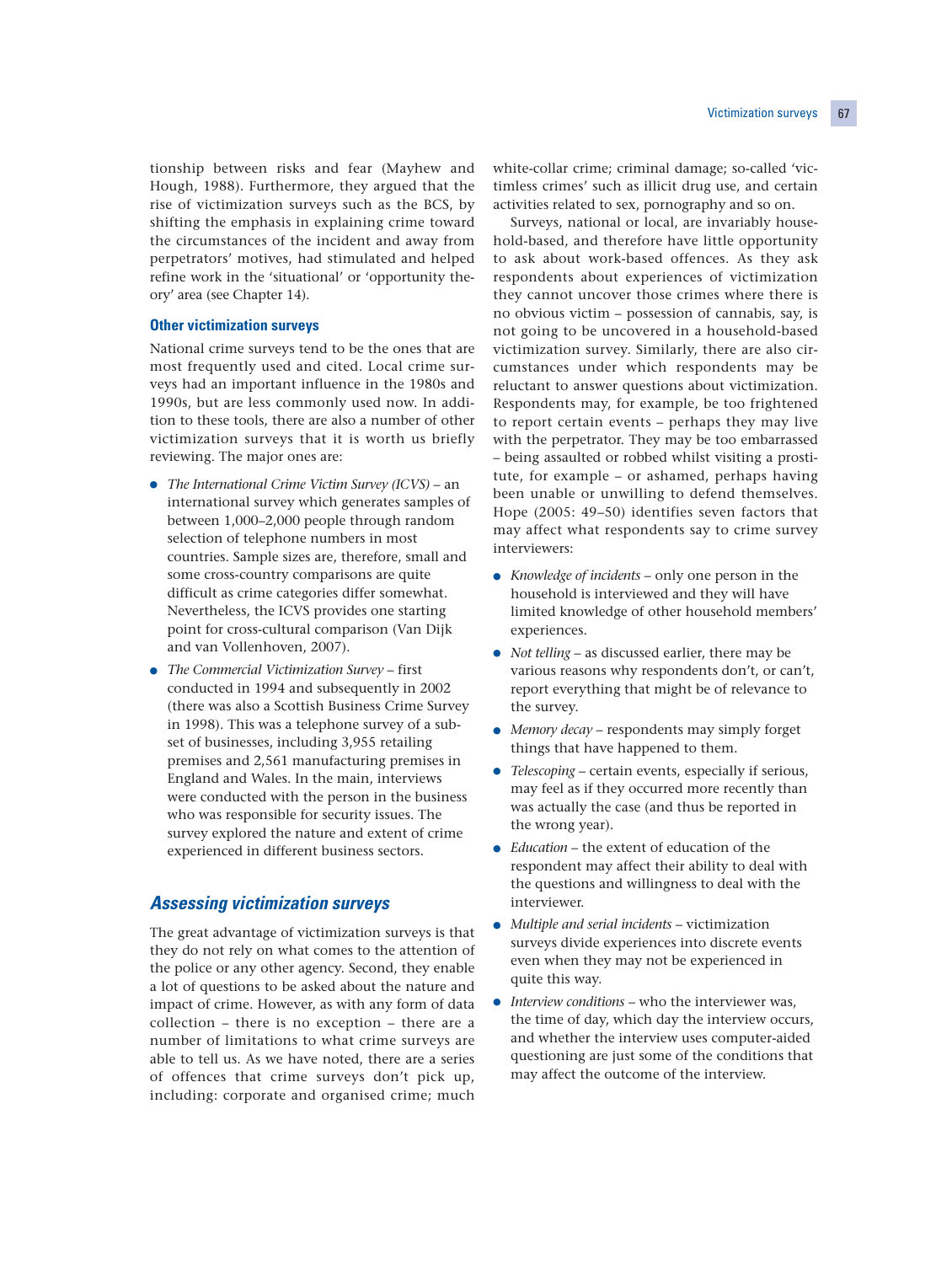tionship between risks and fear (Mayhew and Hough, 1988). Furthermore, they argued that the rise of victimization surveys such as the BCS, by shifting the emphasis in explaining crime toward the circumstances of the incident and away from perpetrators' motives, had stimulated and helped refine work in the 'situational' or 'opportunity theory' area (see Chapter 14).

### Other victimization surveys

National crime surveys tend to be the ones that are most frequently used and cited. Local crime surveys had an important influence in the 1980s and 1990s, but are less commonly used now. In addition to these tools, there are also a number of other victimization surveys that it is worth us briefly reviewing. The major ones are:

- *The International Crime Victim Survey (ICVS)* – an international survey which generates samples of between 1,000–2,000 people through random selection of telephone numbers in most countries. Sample sizes are, therefore, small and some cross-country comparisons are quite difficult as crime categories differ somewhat. Nevertheless, the ICVS provides one starting point for cross-cultural comparison (Van Dijk and van Vollenhoven, 2007).
- *The Commercial Victimization Survey* – first conducted in 1994 and subsequently in 2002 (there was also a Scottish Business Crime Survey in 1998). This was a telephone survey of a subset of businesses, including 3,955 retailing premises and 2,561 manufacturing premises in England and Wales. In the main, interviews were conducted with the person in the business who was responsible for security issues. The survey explored the nature and extent of crime experienced in different business sectors.

## *Assessing victimization surveys*

The great advantage of victimization surveys is that they do not rely on what comes to the attention of the police or any other agency. Second, they enable a lot of questions to be asked about the nature and impact of crime. However, as with any form of data collection – there is no exception – there are a number of limitations to what crime surveys are able to tell us. As we have noted, there are a series of offences that crime surveys don't pick up, including: corporate and organised crime; much white-collar crime; criminal damage; so-called 'victimless crimes' such as illicit drug use, and certain activities related to sex, pornography and so on.

Surveys, national or local, are invariably household-based, and therefore have little opportunity to ask about work-based offences. As they ask respondents about experiences of victimization they cannot uncover those crimes where there is no obvious victim – possession of cannabis, say, is not going to be uncovered in a household-based victimization survey. Similarly, there are also circumstances under which respondents may be reluctant to answer questions about victimization. Respondents may, for example, be too frightened to report certain events – perhaps they may live with the perpetrator. They may be too embarrassed – being assaulted or robbed whilst visiting a prostitute, for example – or ashamed, perhaps having been unable or unwilling to defend themselves. Hope (2005: 49–50) identifies seven factors that may affect what respondents say to crime survey interviewers:

- *Knowledge of incidents* – only one person in the household is interviewed and they will have limited knowledge of other household members' experiences.
- *Not telling* – as discussed earlier, there may be various reasons why respondents don't, or can't, report everything that might be of relevance to the survey.
- *Memory decay* – respondents may simply forget things that have happened to them.
- *Telescoping* – certain events, especially if serious, may feel as if they occurred more recently than was actually the case (and thus be reported in the wrong year).
- *Education* – the extent of education of the respondent may affect their ability to deal with the questions and willingness to deal with the interviewer.
- *Multiple and serial incidents* – victimization surveys divide experiences into discrete events even when they may not be experienced in quite this way.
- *Interview conditions* – who the interviewer was, the time of day, which day the interview occurs, and whether the interview uses computer-aided questioning are just some of the conditions that may affect the outcome of the interview.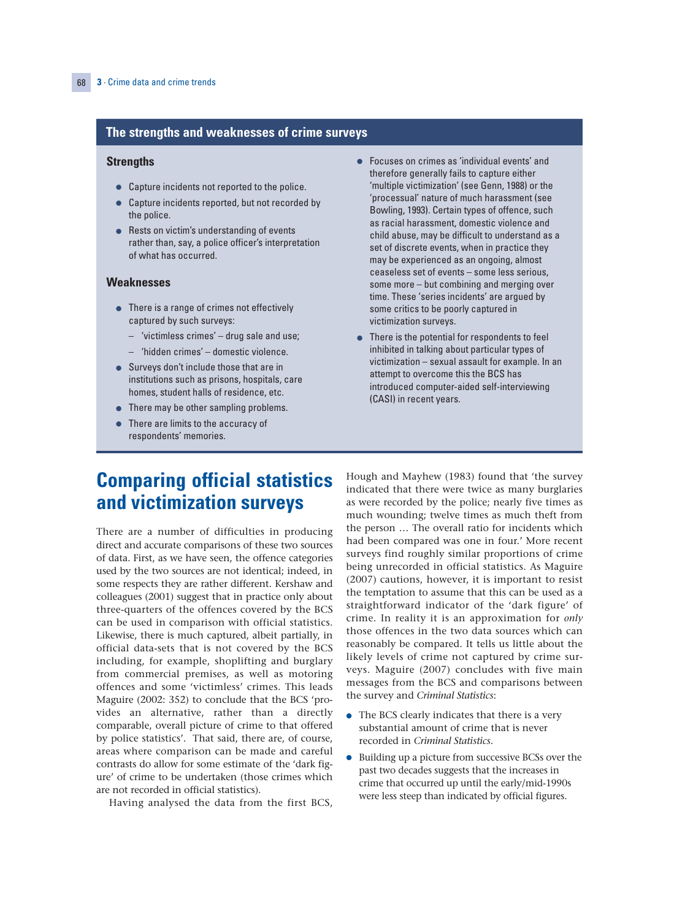## The strengths and weaknesses of crime surveys

### Strengths

- Capture incidents not reported to the police.
- Capture incidents reported, but not recorded by the police.
- Rests on victim's understanding of events rather than, say, a police officer's interpretation of what has occurred.

### Weaknesses

- There is a range of crimes not effectively captured by such surveys:
  - 'victimless crimes' – drug sale and use;
  - 'hidden crimes' – domestic violence.
- Surveys don't include those that are in institutions such as prisons, hospitals, care homes, student halls of residence, etc.
- There may be other sampling problems.
- There are limits to the accuracy of respondents' memories.
- Focuses on crimes as 'individual events' and therefore generally fails to capture either 'multiple victimization' (see Genn, 1988) or the 'processual' nature of much harassment (see Bowling, 1993). Certain types of offence, such as racial harassment, domestic violence and child abuse, may be difficult to understand as a set of discrete events, when in practice they may be experienced as an ongoing, almost ceaseless set of events – some less serious, some more – but combining and merging over time. These 'series incidents' are argued by some critics to be poorly captured in victimization surveys.
- There is the potential for respondents to feel inhibited in talking about particular types of victimization – sexual assault for example. In an attempt to overcome this the BCS has introduced computer-aided self-interviewing (CASI) in recent years.

# Comparing official statistics and victimization surveys

There are a number of difficulties in producing direct and accurate comparisons of these two sources of data. First, as we have seen, the offence categories used by the two sources are not identical; indeed, in some respects they are rather different. Kershaw and colleagues (2001) suggest that in practice only about three-quarters of the offences covered by the BCS can be used in comparison with official statistics. Likewise, there is much captured, albeit partially, in official data-sets that is not covered by the BCS including, for example, shoplifting and burglary from commercial premises, as well as motoring offences and some 'victimless' crimes. This leads Maguire (2002: 352) to conclude that the BCS 'provides an alternative, rather than a directly comparable, overall picture of crime to that offered by police statistics'. That said, there are, of course, areas where comparison can be made and careful contrasts do allow for some estimate of the 'dark figure' of crime to be undertaken (those crimes which are not recorded in official statistics).

Having analysed the data from the first BCS, Hough and Mayhew (1983) found that 'the survey indicated that there were twice as many burglaries as were recorded by the police; nearly five times as much wounding; twelve times as much theft from the person … The overall ratio for incidents which had been compared was one in four.' More recent surveys find roughly similar proportions of crime being unrecorded in official statistics. As Maguire (2007) cautions, however, it is important to resist the temptation to assume that this can be used as a straightforward indicator of the 'dark figure' of crime. In reality it is an approximation for *only* those offences in the two data sources which can reasonably be compared. It tells us little about the likely levels of crime not captured by crime surveys. Maguire (2007) concludes with five main messages from the BCS and comparisons between the survey and *Criminal Statistics*:

- The BCS clearly indicates that there is a very substantial amount of crime that is never recorded in *Criminal Statistics*.
- Building up a picture from successive BCSs over the past two decades suggests that the increases in crime that occurred up until the early/mid-1990s were less steep than indicated by official figures.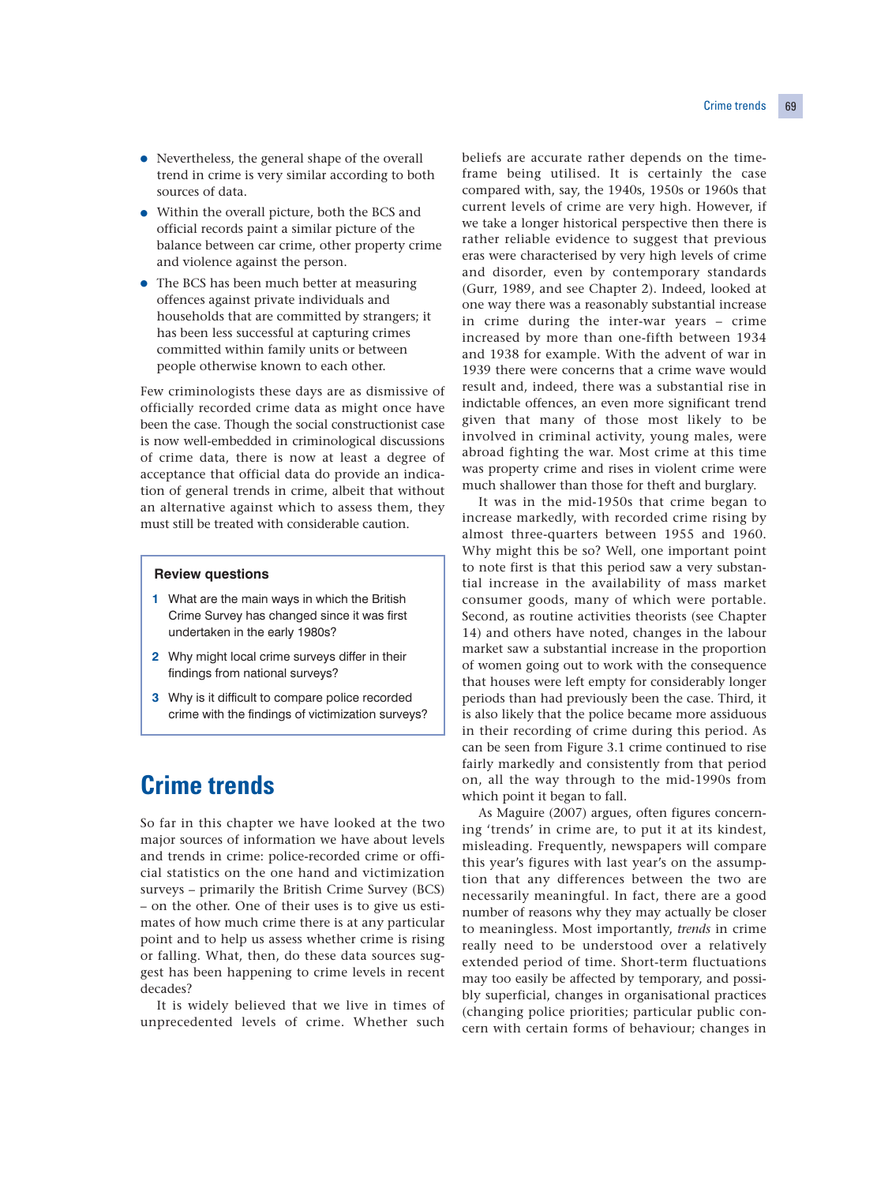- Nevertheless, the general shape of the overall trend in crime is very similar according to both sources of data.
- Within the overall picture, both the BCS and official records paint a similar picture of the balance between car crime, other property crime and violence against the person.
- The BCS has been much better at measuring offences against private individuals and households that are committed by strangers; it has been less successful at capturing crimes committed within family units or between people otherwise known to each other.

Few criminologists these days are as dismissive of officially recorded crime data as might once have been the case. Though the social constructionist case is now well-embedded in criminological discussions of crime data, there is now at least a degree of acceptance that official data do provide an indication of general trends in crime, albeit that without an alternative against which to assess them, they must still be treated with considerable caution.

> **Review questions**
>
> 1. What are the main ways in which the British Crime Survey has changed since it was first undertaken in the early 1980s?
> 2. Why might local crime surveys differ in their findings from national surveys?
> 3. Why is it difficult to compare police recorded crime with the findings of victimization surveys?

## Crime trends

So far in this chapter we have looked at the two major sources of information we have about levels and trends in crime: police-recorded crime or official statistics on the one hand and victimization surveys – primarily the British Crime Survey (BCS) – on the other. One of their uses is to give us estimates of how much crime there is at any particular point and to help us assess whether crime is rising or falling. What, then, do these data sources suggest has been happening to crime levels in recent decades?

It is widely believed that we live in times of unprecedented levels of crime. Whether such beliefs are accurate rather depends on the timeframe being utilised. It is certainly the case compared with, say, the 1940s, 1950s or 1960s that current levels of crime are very high. However, if we take a longer historical perspective then there is rather reliable evidence to suggest that previous eras were characterised by very high levels of crime and disorder, even by contemporary standards (Gurr, 1989, and see Chapter 2). Indeed, looked at one way there was a reasonably substantial increase in crime during the inter-war years – crime increased by more than one-fifth between 1934 and 1938 for example. With the advent of war in 1939 there were concerns that a crime wave would result and, indeed, there was a substantial rise in indictable offences, an even more significant trend given that many of those most likely to be involved in criminal activity, young males, were abroad fighting the war. Most crime at this time was property crime and rises in violent crime were much shallower than those for theft and burglary.

It was in the mid-1950s that crime began to increase markedly, with recorded crime rising by almost three-quarters between 1955 and 1960. Why might this be so? Well, one important point to note first is that this period saw a very substantial increase in the availability of mass market consumer goods, many of which were portable. Second, as routine activities theorists (see Chapter 14) and others have noted, changes in the labour market saw a substantial increase in the proportion of women going out to work with the consequence that houses were left empty for considerably longer periods than had previously been the case. Third, it is also likely that the police became more assiduous in their recording of crime during this period. As can be seen from Figure 3.1 crime continued to rise fairly markedly and consistently from that period on, all the way through to the mid-1990s from which point it began to fall.

As Maguire (2007) argues, often figures concerning 'trends' in crime are, to put it at its kindest, misleading. Frequently, newspapers will compare this year's figures with last year's on the assumption that any differences between the two are necessarily meaningful. In fact, there are a good number of reasons why they may actually be closer to meaningless. Most importantly, *trends* in crime really need to be understood over a relatively extended period of time. Short-term fluctuations may too easily be affected by temporary, and possibly superficial, changes in organisational practices (changing police priorities; particular public concern with certain forms of behaviour; changes in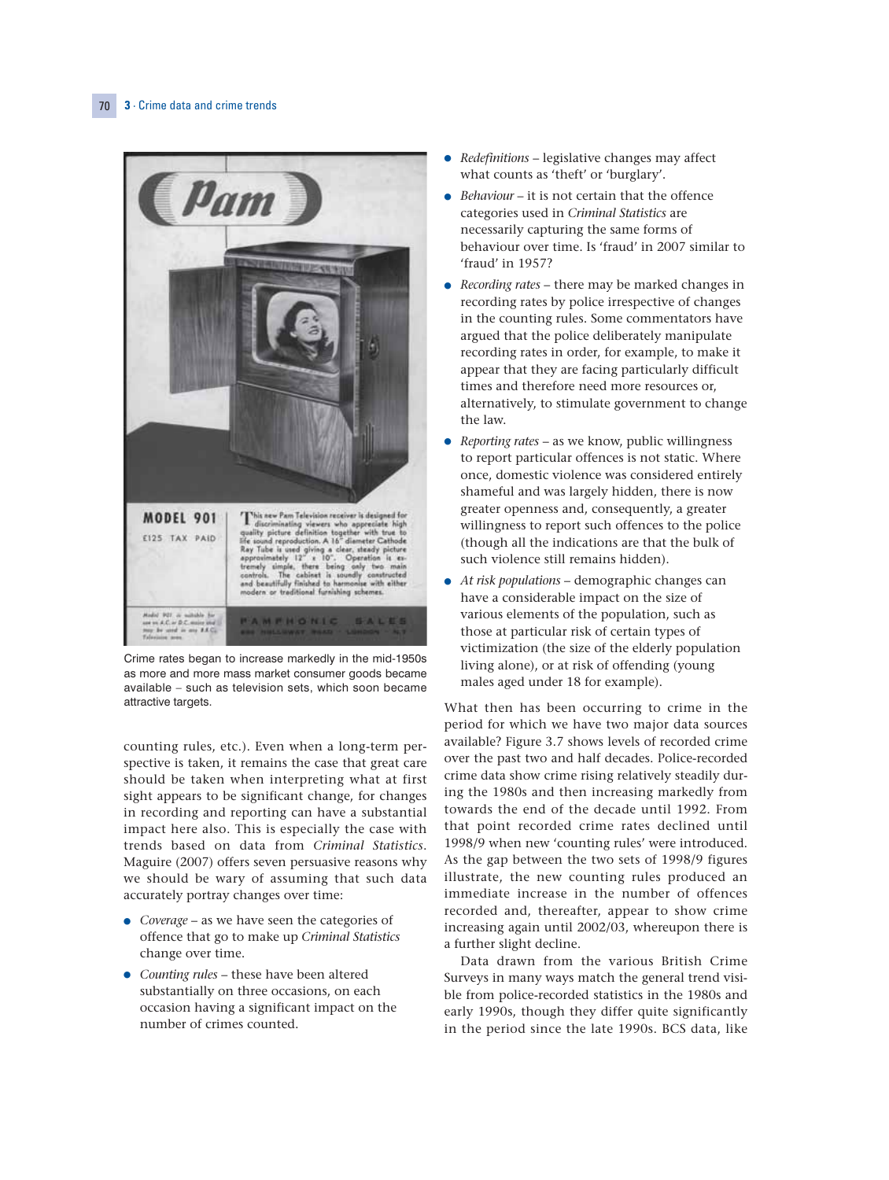Crime rates began to increase markedly in the mid-1950s as more and more mass market consumer goods became available – such as television sets, which soon became attractive targets.

counting rules, etc.). Even when a long-term perspective is taken, it remains the case that great care should be taken when interpreting what at first sight appears to be significant change, for changes in recording and reporting can have a substantial impact here also. This is especially the case with trends based on data from *Criminal Statistics*. Maguire (2007) offers seven persuasive reasons why we should be wary of assuming that such data accurately portray changes over time:

- *Coverage* – as we have seen the categories of offence that go to make up *Criminal Statistics* change over time.
- *Counting rules* – these have been altered substantially on three occasions, on each occasion having a significant impact on the number of crimes counted.
- *Redefinitions* – legislative changes may affect what counts as 'theft' or 'burglary'.
- *Behaviour* – it is not certain that the offence categories used in *Criminal Statistics* are necessarily capturing the same forms of behaviour over time. Is 'fraud' in 2007 similar to 'fraud' in 1957?
- *Recording rates* – there may be marked changes in recording rates by police irrespective of changes in the counting rules. Some commentators have argued that the police deliberately manipulate recording rates in order, for example, to make it appear that they are facing particularly difficult times and therefore need more resources or, alternatively, to stimulate government to change the law.
- *Reporting rates* – as we know, public willingness to report particular offences is not static. Where once, domestic violence was considered entirely shameful and was largely hidden, there is now greater openness and, consequently, a greater willingness to report such offences to the police (though all the indications are that the bulk of such violence still remains hidden).
- *At risk populations* – demographic changes can have a considerable impact on the size of various elements of the population, such as those at particular risk of certain types of victimization (the size of the elderly population living alone), or at risk of offending (young males aged under 18 for example).

What then has been occurring to crime in the period for which we have two major data sources available? Figure 3.7 shows levels of recorded crime over the past two and half decades. Police-recorded crime data show crime rising relatively steadily during the 1980s and then increasing markedly from towards the end of the decade until 1992. From that point recorded crime rates declined until 1998/9 when new 'counting rules' were introduced. As the gap between the two sets of 1998/9 figures illustrate, the new counting rules produced an immediate increase in the number of offences recorded and, thereafter, appear to show crime increasing again until 2002/03, whereupon there is a further slight decline.

Data drawn from the various British Crime Surveys in many ways match the general trend visible from police-recorded statistics in the 1980s and early 1990s, though they differ quite significantly in the period since the late 1990s. BCS data, like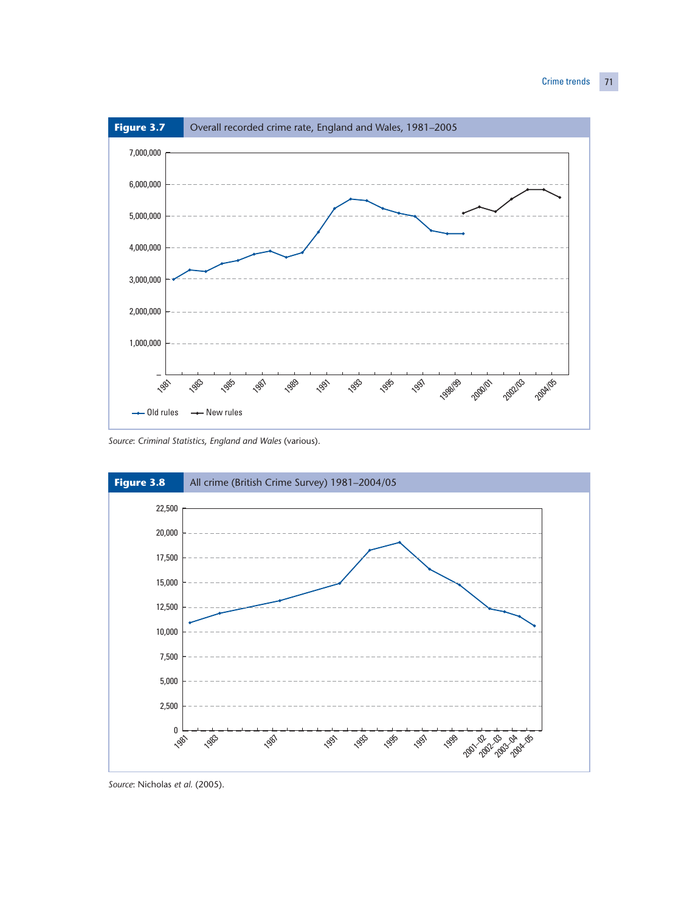**Figure 3.7** Overall recorded crime rate, England and Wales, 1981–2005

Source: *Criminal Statistics, England and Wales* (various).

**Figure 3.8** All crime (British Crime Survey) 1981–2004/05

*Source*: Nicholas *et al.* (2005).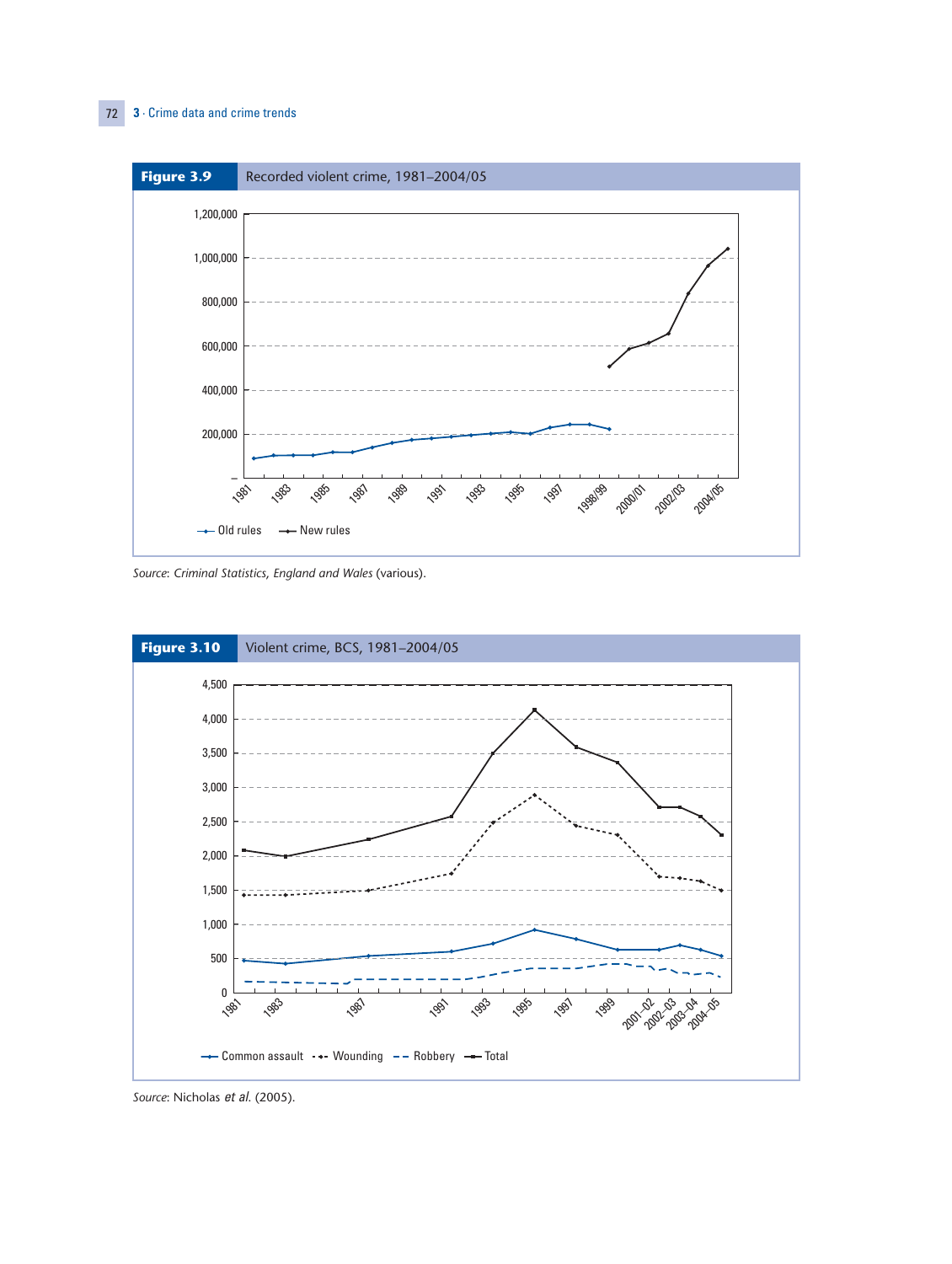**Figure 3.9** Recorded violent crime, 1981–2004/05

*Source*: *Criminal Statistics, England and Wales* (various).

**Figure 3.10** Violent crime, BCS, 1981–2004/05

*Source*: Nicholas *et al.* (2005).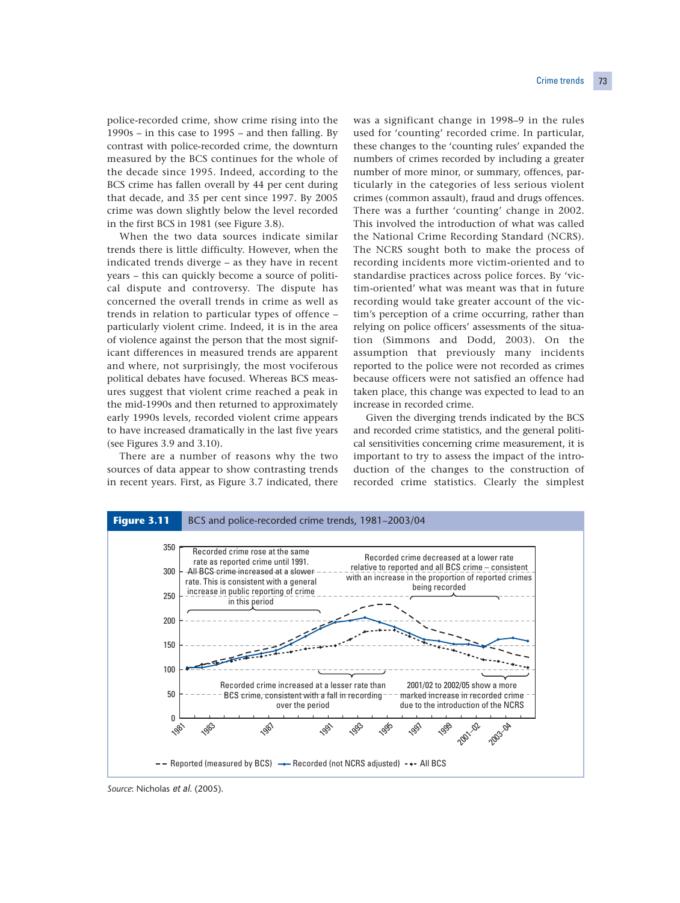police-recorded crime, show crime rising into the 1990s – in this case to 1995 – and then falling. By contrast with police-recorded crime, the downturn measured by the BCS continues for the whole of the decade since 1995. Indeed, according to the BCS crime has fallen overall by 44 per cent during that decade, and 35 per cent since 1997. By 2005 crime was down slightly below the level recorded in the first BCS in 1981 (see Figure 3.8).

When the two data sources indicate similar trends there is little difficulty. However, when the indicated trends diverge – as they have in recent years – this can quickly become a source of political dispute and controversy. The dispute has concerned the overall trends in crime as well as trends in relation to particular types of offence – particularly violent crime. Indeed, it is in the area of violence against the person that the most significant differences in measured trends are apparent and where, not surprisingly, the most vociferous political debates have focused. Whereas BCS measures suggest that violent crime reached a peak in the mid-1990s and then returned to approximately early 1990s levels, recorded violent crime appears to have increased dramatically in the last five years (see Figures 3.9 and 3.10).

There are a number of reasons why the two sources of data appear to show contrasting trends in recent years. First, as Figure 3.7 indicated, there was a significant change in 1998–9 in the rules used for 'counting' recorded crime. In particular, these changes to the 'counting rules' expanded the numbers of crimes recorded by including a greater number of more minor, or summary, offences, particularly in the categories of less serious violent crimes (common assault), fraud and drugs offences. There was a further 'counting' change in 2002. This involved the introduction of what was called the National Crime Recording Standard (NCRS). The NCRS sought both to make the process of recording incidents more victim-oriented and to standardise practices across police forces. By 'victim-oriented' what was meant was that in future recording would take greater account of the victim's perception of a crime occurring, rather than relying on police officers' assessments of the situation (Simmons and Dodd, 2003). On the assumption that previously many incidents reported to the police were not recorded as crimes because officers were not satisfied an offence had taken place, this change was expected to lead to an increase in recorded crime.

Given the diverging trends indicated by the BCS and recorded crime statistics, and the general political sensitivities concerning crime measurement, it is important to try to assess the impact of the introduction of the changes to the construction of recorded crime statistics. Clearly the simplest

**Figure 3.11** BCS and police-recorded crime trends, 1981–2003/04

Source: Nicholas *et al.* (2005).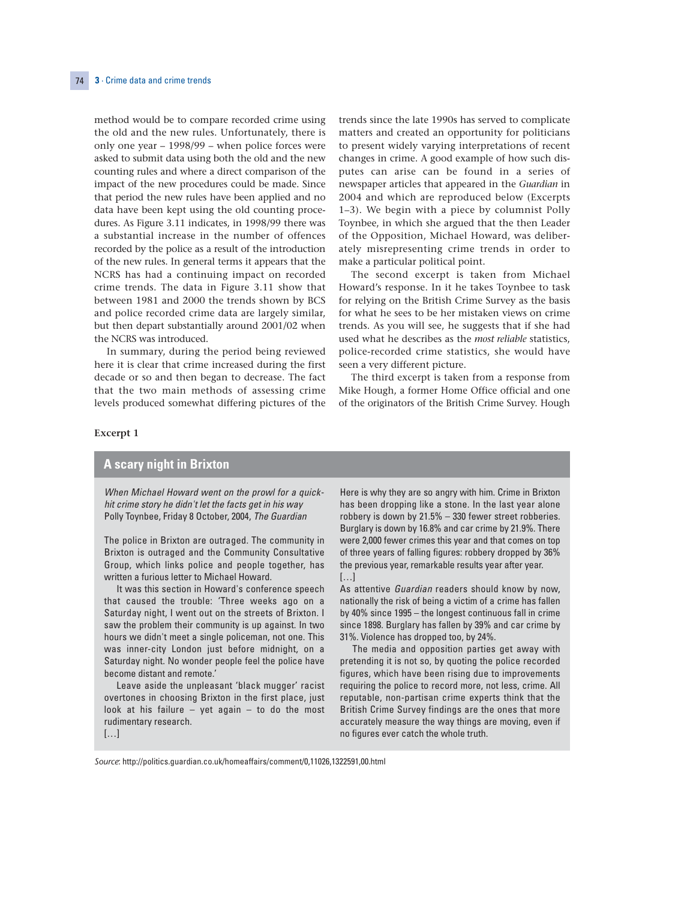method would be to compare recorded crime using the old and the new rules. Unfortunately, there is only one year – 1998/99 – when police forces were asked to submit data using both the old and the new counting rules and where a direct comparison of the impact of the new procedures could be made. Since that period the new rules have been applied and no data have been kept using the old counting procedures. As Figure 3.11 indicates, in 1998/99 there was a substantial increase in the number of offences recorded by the police as a result of the introduction of the new rules. In general terms it appears that the NCRS has had a continuing impact on recorded crime trends. The data in Figure 3.11 show that between 1981 and 2000 the trends shown by BCS and police recorded crime data are largely similar, but then depart substantially around 2001/02 when the NCRS was introduced.

In summary, during the period being reviewed here it is clear that crime increased during the first decade or so and then began to decrease. The fact that the two main methods of assessing crime levels produced somewhat differing pictures of the trends since the late 1990s has served to complicate matters and created an opportunity for politicians to present widely varying interpretations of recent changes in crime. A good example of how such disputes can arise can be found in a series of newspaper articles that appeared in the *Guardian* in 2004 and which are reproduced below (Excerpts 1–3). We begin with a piece by columnist Polly Toynbee, in which she argued that the then Leader of the Opposition, Michael Howard, was deliberately misrepresenting crime trends in order to make a particular political point.

The second excerpt is taken from Michael Howard's response. In it he takes Toynbee to task for relying on the British Crime Survey as the basis for what he sees to be her mistaken views on crime trends. As you will see, he suggests that if she had used what he describes as the *most reliable* statistics, police-recorded crime statistics, she would have seen a very different picture.

The third excerpt is taken from a response from Mike Hough, a former Home Office official and one of the originators of the British Crime Survey. Hough

**Excerpt 1**

## A scary night in Brixton

*When Michael Howard went on the prowl for a quick-hit crime story he didn't let the facts get in his way*
Polly Toynbee, Friday 8 October, 2004, *The Guardian*

The police in Brixton are outraged. The community in Brixton is outraged and the Community Consultative Group, which links police and people together, has written a furious letter to Michael Howard.

It was this section in Howard's conference speech that caused the trouble: 'Three weeks ago on a Saturday night, I went out on the streets of Brixton. I saw the problem their community is up against. In two hours we didn't meet a single policeman, not one. This was inner-city London just before midnight, on a Saturday night. No wonder people feel the police have become distant and remote.'

Leave aside the unpleasant 'black mugger' racist overtones in choosing Brixton in the first place, just look at his failure – yet again – to do the most rudimentary research.

[…]

Here is why they are so angry with him. Crime in Brixton has been dropping like a stone. In the last year alone robbery is down by 21.5% – 330 fewer street robberies. Burglary is down by 16.8% and car crime by 21.9%. There were 2,000 fewer crimes this year and that comes on top of three years of falling figures: robbery dropped by 36% the previous year, remarkable results year after year.

[…]

As attentive *Guardian* readers should know by now, nationally the risk of being a victim of a crime has fallen by 40% since 1995 – the longest continuous fall in crime since 1898. Burglary has fallen by 39% and car crime by 31%. Violence has dropped too, by 24%.

The media and opposition parties get away with pretending it is not so, by quoting the police recorded figures, which have been rising due to improvements requiring the police to record more, not less, crime. All reputable, non-partisan crime experts think that the British Crime Survey findings are the ones that more accurately measure the way things are moving, even if no figures ever catch the whole truth.

*Source*: http://politics.guardian.co.uk/homeaffairs/comment/0,11026,1322591,00.html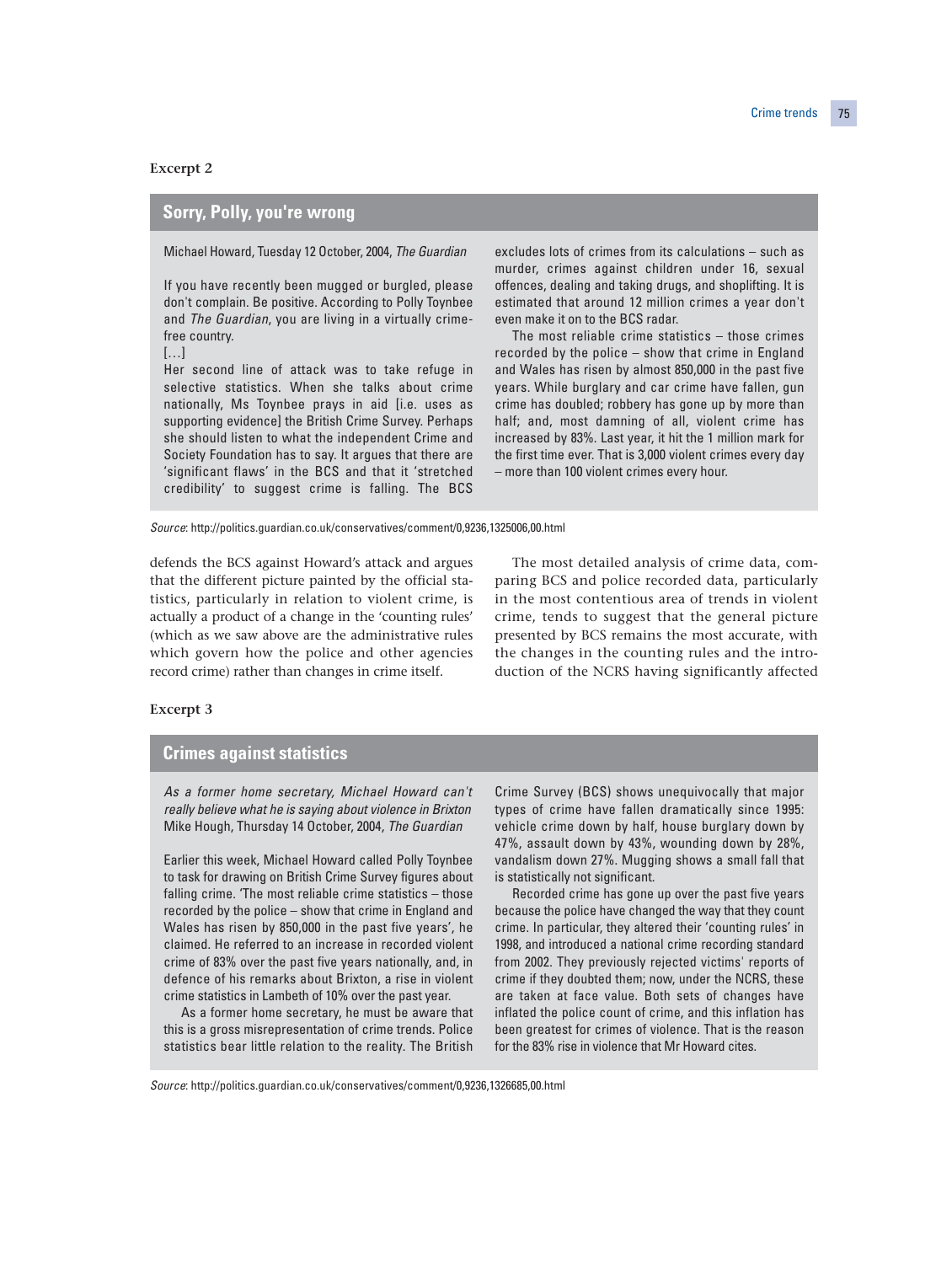**Excerpt 2**

## Sorry, Polly, you're wrong

Michael Howard, Tuesday 12 October, 2004, *The Guardian*

If you have recently been mugged or burgled, please don't complain. Be positive. According to Polly Toynbee and *The Guardian*, you are living in a virtually crime-free country.

[…]

Her second line of attack was to take refuge in selective statistics. When she talks about crime nationally, Ms Toynbee prays in aid [i.e. uses as supporting evidence] the British Crime Survey. Perhaps she should listen to what the independent Crime and Society Foundation has to say. It argues that there are 'significant flaws' in the BCS and that it 'stretched credibility' to suggest crime is falling. The BCS excludes lots of crimes from its calculations – such as murder, crimes against children under 16, sexual offences, dealing and taking drugs, and shoplifting. It is estimated that around 12 million crimes a year don't even make it on to the BCS radar.

The most reliable crime statistics – those crimes recorded by the police – show that crime in England and Wales has risen by almost 850,000 in the past five years. While burglary and car crime have fallen, gun crime has doubled; robbery has gone up by more than half; and, most damning of all, violent crime has increased by 83%. Last year, it hit the 1 million mark for the first time ever. That is 3,000 violent crimes every day – more than 100 violent crimes every hour.

*Source*: http://politics.guardian.co.uk/conservatives/comment/0,9236,1325006,00.html

defends the BCS against Howard's attack and argues that the different picture painted by the official statistics, particularly in relation to violent crime, is actually a product of a change in the 'counting rules' (which as we saw above are the administrative rules which govern how the police and other agencies record crime) rather than changes in crime itself.

The most detailed analysis of crime data, comparing BCS and police recorded data, particularly in the most contentious area of trends in violent crime, tends to suggest that the general picture presented by BCS remains the most accurate, with the changes in the counting rules and the introduction of the NCRS having significantly affected

**Excerpt 3**

## Crimes against statistics

*As a former home secretary, Michael Howard can't really believe what he is saying about violence in Brixton*
Mike Hough, Thursday 14 October, 2004, *The Guardian*

Earlier this week, Michael Howard called Polly Toynbee to task for drawing on British Crime Survey figures about falling crime. 'The most reliable crime statistics – those recorded by the police – show that crime in England and Wales has risen by 850,000 in the past five years', he claimed. He referred to an increase in recorded violent crime of 83% over the past five years nationally, and, in defence of his remarks about Brixton, a rise in violent crime statistics in Lambeth of 10% over the past year.

As a former home secretary, he must be aware that this is a gross misrepresentation of crime trends. Police statistics bear little relation to the reality. The British Crime Survey (BCS) shows unequivocally that major types of crime have fallen dramatically since 1995: vehicle crime down by half, house burglary down by 47%, assault down by 43%, wounding down by 28%, vandalism down 27%. Mugging shows a small fall that is statistically not significant.

Recorded crime has gone up over the past five years because the police have changed the way that they count crime. In particular, they altered their 'counting rules' in 1998, and introduced a national crime recording standard from 2002. They previously rejected victims' reports of crime if they doubted them; now, under the NCRS, these are taken at face value. Both sets of changes have inflated the police count of crime, and this inflation has been greatest for crimes of violence. That is the reason for the 83% rise in violence that Mr Howard cites.

*Source*: http://politics.guardian.co.uk/conservatives/comment/0,9236,1326685,00.html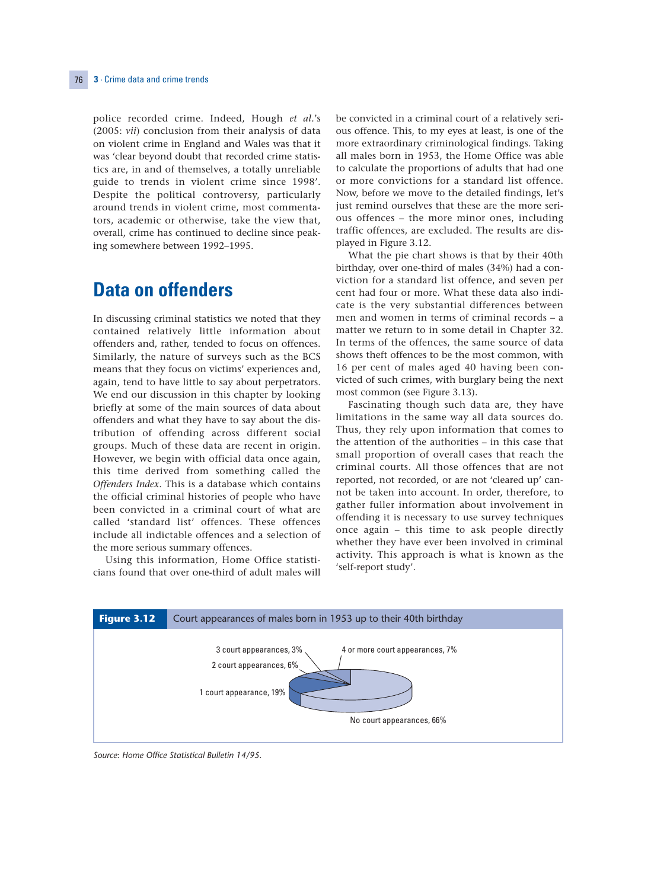police recorded crime. Indeed, Hough *et al.*'s (2005: *vii*) conclusion from their analysis of data on violent crime in England and Wales was that it was 'clear beyond doubt that recorded crime statistics are, in and of themselves, a totally unreliable guide to trends in violent crime since 1998'. Despite the political controversy, particularly around trends in violent crime, most commentators, academic or otherwise, take the view that, overall, crime has continued to decline since peaking somewhere between 1992–1995.

## Data on offenders

In discussing criminal statistics we noted that they contained relatively little information about offenders and, rather, tended to focus on offences. Similarly, the nature of surveys such as the BCS means that they focus on victims' experiences and, again, tend to have little to say about perpetrators. We end our discussion in this chapter by looking briefly at some of the main sources of data about offenders and what they have to say about the distribution of offending across different social groups. Much of these data are recent in origin. However, we begin with official data once again, this time derived from something called the *Offenders Index*. This is a database which contains the official criminal histories of people who have been convicted in a criminal court of what are called 'standard list' offences. These offences include all indictable offences and a selection of the more serious summary offences.

Using this information, Home Office statisticians found that over one-third of adult males will be convicted in a criminal court of a relatively serious offence. This, to my eyes at least, is one of the more extraordinary criminological findings. Taking all males born in 1953, the Home Office was able to calculate the proportions of adults that had one or more convictions for a standard list offence. Now, before we move to the detailed findings, let's just remind ourselves that these are the more serious offences – the more minor ones, including traffic offences, are excluded. The results are displayed in Figure 3.12.

What the pie chart shows is that by their 40th birthday, over one-third of males (34%) had a conviction for a standard list offence, and seven per cent had four or more. What these data also indicate is the very substantial differences between men and women in terms of criminal records – a matter we return to in some detail in Chapter 32. In terms of the offences, the same source of data shows theft offences to be the most common, with 16 per cent of males aged 40 having been convicted of such crimes, with burglary being the next most common (see Figure 3.13).

Fascinating though such data are, they have limitations in the same way all data sources do. Thus, they rely upon information that comes to the attention of the authorities – in this case that small proportion of overall cases that reach the criminal courts. All those offences that are not reported, not recorded, or are not 'cleared up' cannot be taken into account. In order, therefore, to gather fuller information about involvement in offending it is necessary to use survey techniques once again – this time to ask people directly whether they have ever been involved in criminal activity. This approach is what is known as the 'self-report study'.

**Figure 3.12** Court appearances of males born in 1953 up to their 40th birthday

3 court appearances, 3%
4 or more court appearances, 7%
2 court appearances, 6%
1 court appearance, 19%
No court appearances, 66%

*Source: Home Office Statistical Bulletin 14/95.*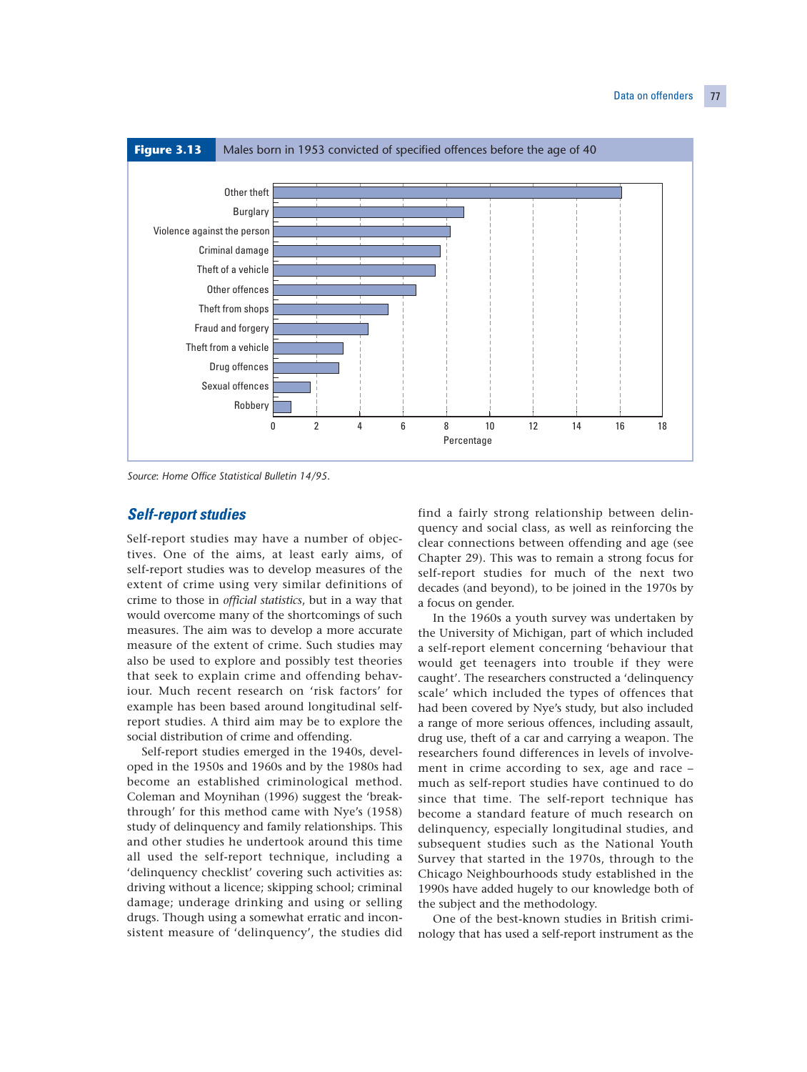**Figure 3.13** Males born in 1953 convicted of specified offences before the age of 40

| Offence | Percentage (approx.) |
|---|---|
| Other theft | 16.1 |
| Burglary | 8.8 |
| Violence against the person | 8.2 |
| Criminal damage | 7.7 |
| Theft of a vehicle | 7.5 |
| Other offences | 6.6 |
| Theft from shops | 5.3 |
| Fraud and forgery | 4.4 |
| Theft from a vehicle | 3.2 |
| Drug offences | 3.0 |
| Sexual offences | 1.7 |
| Robbery | 0.8 |

Source: *Home Office Statistical Bulletin 14/95*.

## Self-report studies

Self-report studies may have a number of objectives. One of the aims, at least early aims, of self-report studies was to develop measures of the extent of crime using very similar definitions of crime to those in *official statistics*, but in a way that would overcome many of the shortcomings of such measures. The aim was to develop a more accurate measure of the extent of crime. Such studies may also be used to explore and possibly test theories that seek to explain crime and offending behaviour. Much recent research on 'risk factors' for example has been based around longitudinal self-report studies. A third aim may be to explore the social distribution of crime and offending.

Self-report studies emerged in the 1940s, developed in the 1950s and 1960s and by the 1980s had become an established criminological method. Coleman and Moynihan (1996) suggest the 'breakthrough' for this method came with Nye's (1958) study of delinquency and family relationships. This and other studies he undertook around this time all used the self-report technique, including a 'delinquency checklist' covering such activities as: driving without a licence; skipping school; criminal damage; underage drinking and using or selling drugs. Though using a somewhat erratic and inconsistent measure of 'delinquency', the studies did find a fairly strong relationship between delinquency and social class, as well as reinforcing the clear connections between offending and age (see Chapter 29). This was to remain a strong focus for self-report studies for much of the next two decades (and beyond), to be joined in the 1970s by a focus on gender.

In the 1960s a youth survey was undertaken by the University of Michigan, part of which included a self-report element concerning 'behaviour that would get teenagers into trouble if they were caught'. The researchers constructed a 'delinquency scale' which included the types of offences that had been covered by Nye's study, but also included a range of more serious offences, including assault, drug use, theft of a car and carrying a weapon. The researchers found differences in levels of involvement in crime according to sex, age and race – much as self-report studies have continued to do since that time. The self-report technique has become a standard feature of much research on delinquency, especially longitudinal studies, and subsequent studies such as the National Youth Survey that started in the 1970s, through to the Chicago Neighbourhoods study established in the 1990s have added hugely to our knowledge both of the subject and the methodology.

One of the best-known studies in British criminology that has used a self-report instrument as the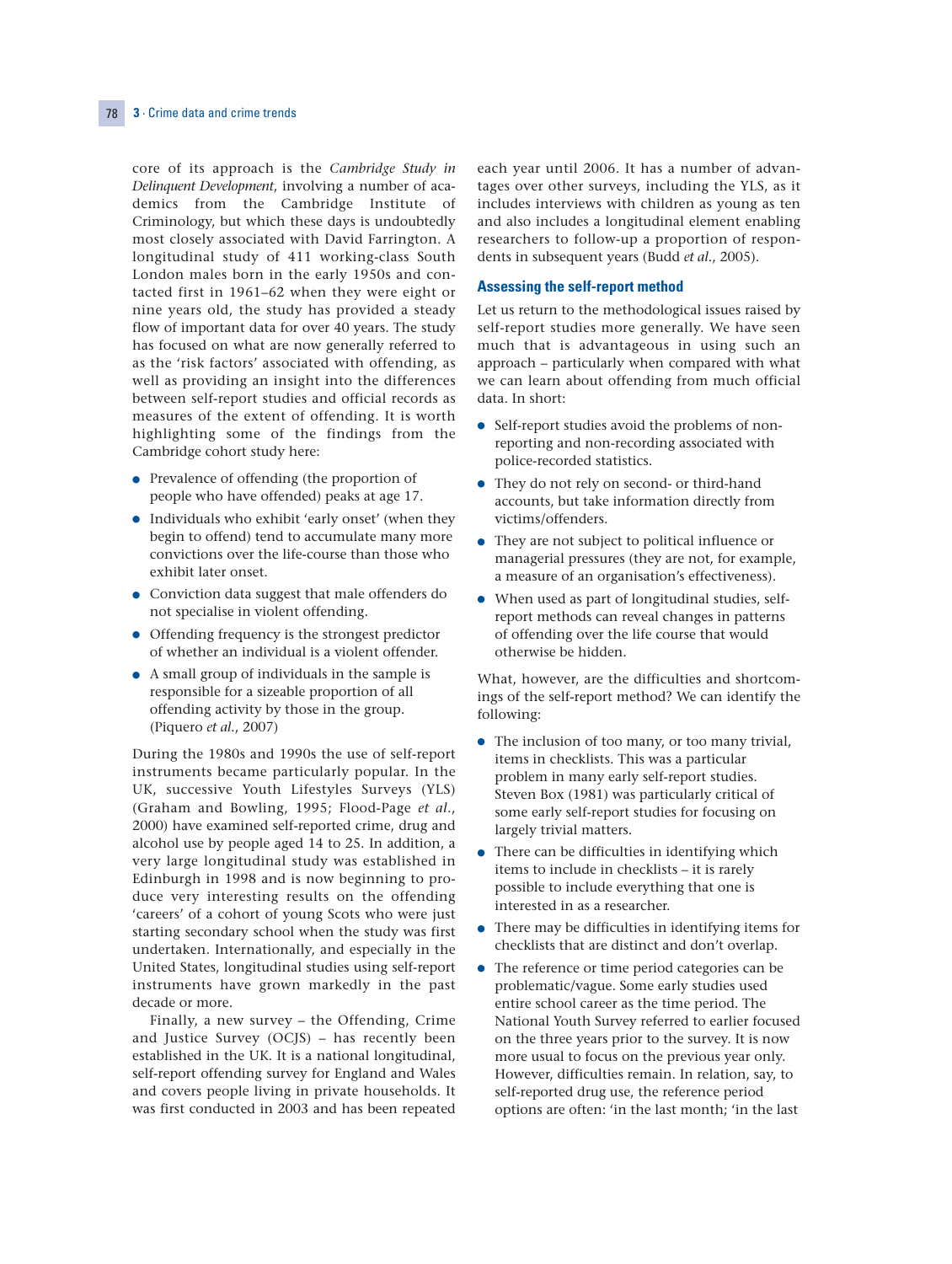core of its approach is the *Cambridge Study in Delinquent Development*, involving a number of academics from the Cambridge Institute of Criminology, but which these days is undoubtedly most closely associated with David Farrington. A longitudinal study of 411 working-class South London males born in the early 1950s and contacted first in 1961–62 when they were eight or nine years old, the study has provided a steady flow of important data for over 40 years. The study has focused on what are now generally referred to as the 'risk factors' associated with offending, as well as providing an insight into the differences between self-report studies and official records as measures of the extent of offending. It is worth highlighting some of the findings from the Cambridge cohort study here:

- Prevalence of offending (the proportion of people who have offended) peaks at age 17.
- Individuals who exhibit 'early onset' (when they begin to offend) tend to accumulate many more convictions over the life-course than those who exhibit later onset.
- Conviction data suggest that male offenders do not specialise in violent offending.
- Offending frequency is the strongest predictor of whether an individual is a violent offender.
- A small group of individuals in the sample is responsible for a sizeable proportion of all offending activity by those in the group. (Piquero *et al.*, 2007)

During the 1980s and 1990s the use of self-report instruments became particularly popular. In the UK, successive Youth Lifestyles Surveys (YLS) (Graham and Bowling, 1995; Flood-Page *et al.*, 2000) have examined self-reported crime, drug and alcohol use by people aged 14 to 25. In addition, a very large longitudinal study was established in Edinburgh in 1998 and is now beginning to produce very interesting results on the offending 'careers' of a cohort of young Scots who were just starting secondary school when the study was first undertaken. Internationally, and especially in the United States, longitudinal studies using self-report instruments have grown markedly in the past decade or more.

Finally, a new survey – the Offending, Crime and Justice Survey (OCJS) – has recently been established in the UK. It is a national longitudinal, self-report offending survey for England and Wales and covers people living in private households. It was first conducted in 2003 and has been repeated each year until 2006. It has a number of advantages over other surveys, including the YLS, as it includes interviews with children as young as ten and also includes a longitudinal element enabling researchers to follow-up a proportion of respondents in subsequent years (Budd *et al.*, 2005).

### Assessing the self-report method

Let us return to the methodological issues raised by self-report studies more generally. We have seen much that is advantageous in using such an approach – particularly when compared with what we can learn about offending from much official data. In short:

- Self-report studies avoid the problems of non-reporting and non-recording associated with police-recorded statistics.
- They do not rely on second- or third-hand accounts, but take information directly from victims/offenders.
- They are not subject to political influence or managerial pressures (they are not, for example, a measure of an organisation's effectiveness).
- When used as part of longitudinal studies, self-report methods can reveal changes in patterns of offending over the life course that would otherwise be hidden.

What, however, are the difficulties and shortcomings of the self-report method? We can identify the following:

- The inclusion of too many, or too many trivial, items in checklists. This was a particular problem in many early self-report studies. Steven Box (1981) was particularly critical of some early self-report studies for focusing on largely trivial matters.
- There can be difficulties in identifying which items to include in checklists – it is rarely possible to include everything that one is interested in as a researcher.
- There may be difficulties in identifying items for checklists that are distinct and don't overlap.
- The reference or time period categories can be problematic/vague. Some early studies used entire school career as the time period. The National Youth Survey referred to earlier focused on the three years prior to the survey. It is now more usual to focus on the previous year only. However, difficulties remain. In relation, say, to self-reported drug use, the reference period options are often: 'in the last month; 'in the last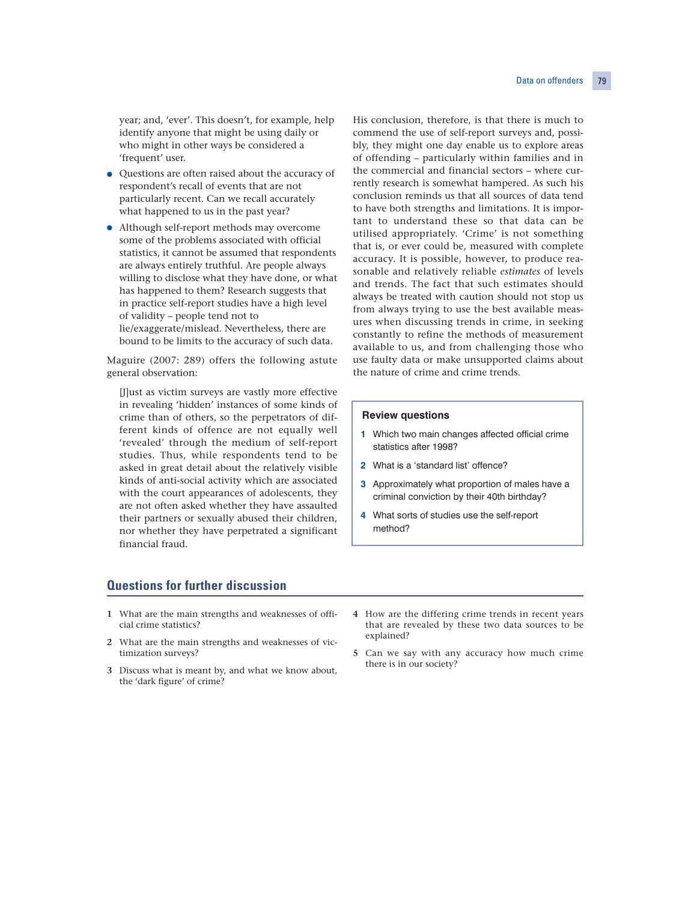year; and, 'ever'. This doesn't, for example, help identify anyone that might be using daily or who might in other ways be considered a 'frequent' user.

- Questions are often raised about the accuracy of respondent's recall of events that are not particularly recent. Can we recall accurately what happened to us in the past year?
- Although self-report methods may overcome some of the problems associated with official statistics, it cannot be assumed that respondents are always entirely truthful. Are people always willing to disclose what they have done, or what has happened to them? Research suggests that in practice self-report studies have a high level of validity – people tend not to lie/exaggerate/mislead. Nevertheless, there are bound to be limits to the accuracy of such data.

Maguire (2007: 289) offers the following astute general observation:

> [J]ust as victim surveys are vastly more effective in revealing 'hidden' instances of some kinds of crime than of others, so the perpetrators of different kinds of offence are not equally well 'revealed' through the medium of self-report studies. Thus, while respondents tend to be asked in great detail about the relatively visible kinds of anti-social activity which are associated with the court appearances of adolescents, they are not often asked whether they have assaulted their partners or sexually abused their children, nor whether they have perpetrated a significant financial fraud.

His conclusion, therefore, is that there is much to commend the use of self-report surveys and, possibly, they might one day enable us to explore areas of offending – particularly within families and in the commercial and financial sectors – where currently research is somewhat hampered. As such his conclusion reminds us that all sources of data tend to have both strengths and limitations. It is important to understand these so that data can be utilised appropriately. 'Crime' is not something that is, or ever could be, measured with complete accuracy. It is possible, however, to produce reasonable and relatively reliable *estimates* of levels and trends. The fact that such estimates should always be treated with caution should not stop us from always trying to use the best available measures when discussing trends in crime, in seeking constantly to refine the methods of measurement available to us, and from challenging those who use faulty data or make unsupported claims about the nature of crime and crime trends.

### Review questions

1. Which two main changes affected official crime statistics after 1998?
2. What is a 'standard list' offence?
3. Approximately what proportion of males have a criminal conviction by their 40th birthday?
4. What sorts of studies use the self-report method?

## Questions for further discussion

1. What are the main strengths and weaknesses of official crime statistics?
2. What are the main strengths and weaknesses of victimization surveys?
3. Discuss what is meant by, and what we know about, the 'dark figure' of crime?
4. How are the differing crime trends in recent years that are revealed by these two data sources to be explained?
5. Can we say with any accuracy how much crime there is in our society?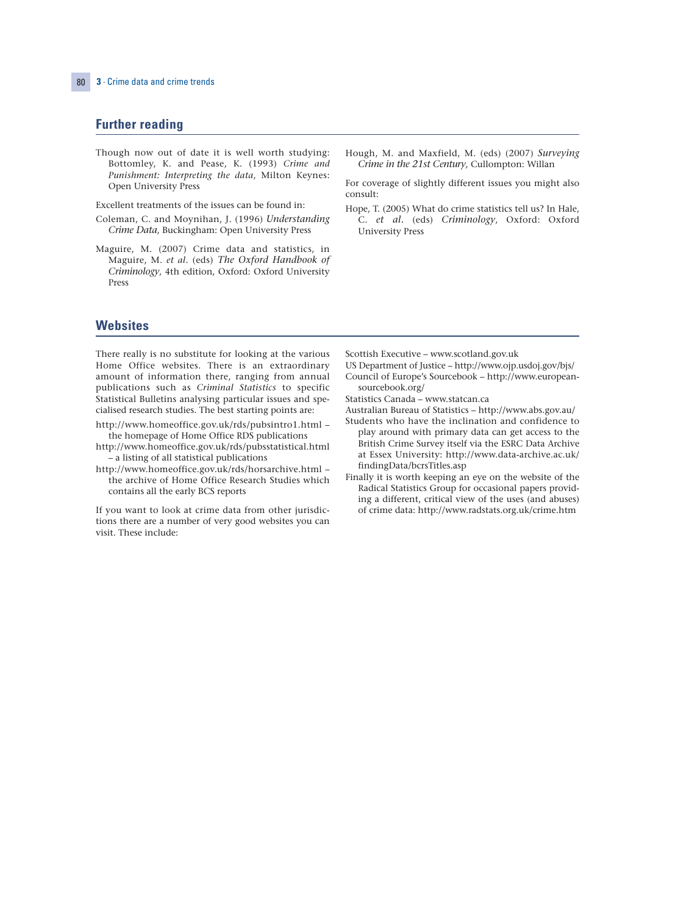## Further reading

Though now out of date it is well worth studying: Bottomley, K. and Pease, K. (1993) *Crime and Punishment: Interpreting the data*, Milton Keynes: Open University Press

Excellent treatments of the issues can be found in:

Coleman, C. and Moynihan, J. (1996) *Understanding Crime Data*, Buckingham: Open University Press

Maguire, M. (2007) Crime data and statistics, in Maguire, M. *et al*. (eds) *The Oxford Handbook of Criminology*, 4th edition, Oxford: Oxford University Press

Hough, M. and Maxfield, M. (eds) (2007) *Surveying Crime in the 21st Century*, Cullompton: Willan

For coverage of slightly different issues you might also consult:

Hope, T. (2005) What do crime statistics tell us? In Hale, C. *et al*. (eds) *Criminology*, Oxford: Oxford University Press

## Websites

There really is no substitute for looking at the various Home Office websites. There is an extraordinary amount of information there, ranging from annual publications such as *Criminal Statistics* to specific Statistical Bulletins analysing particular issues and specialised research studies. The best starting points are:

http://www.homeoffice.gov.uk/rds/pubsintro1.html – the homepage of Home Office RDS publications

http://www.homeoffice.gov.uk/rds/pubsstatistical.html – a listing of all statistical publications

http://www.homeoffice.gov.uk/rds/horsarchive.html – the archive of Home Office Research Studies which contains all the early BCS reports

If you want to look at crime data from other jurisdictions there are a number of very good websites you can visit. These include:

Scottish Executive – www.scotland.gov.uk

US Department of Justice – http://www.ojp.usdoj.gov/bjs/

Council of Europe's Sourcebook – http://www.european-sourcebook.org/

Statistics Canada – www.statcan.ca

Australian Bureau of Statistics – http://www.abs.gov.au/

Students who have the inclination and confidence to play around with primary data can get access to the British Crime Survey itself via the ESRC Data Archive at Essex University: http://www.data-archive.ac.uk/findingData/bcrsTitles.asp

Finally it is worth keeping an eye on the website of the Radical Statistics Group for occasional papers providing a different, critical view of the uses (and abuses) of crime data: http://www.radstats.org.uk/crime.htm